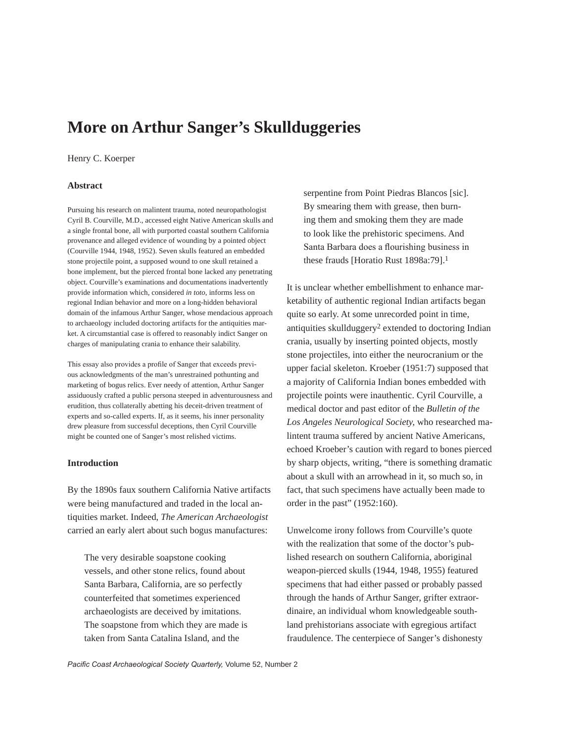# More on Arthur Sanger's Skullduggeries

Henry C. Koerper

### Abstract

Pursuing his research on malintent trauma, noted neuropathologist Cyril B. Courville, M.D., accessed eight Native American skulls and a single frontal bone, all with purported coastal southern California provenance and alleged evidence of wounding by a pointed object (Courville 1944, 1948, 1952). Seven skulls featured an embedded stone projectile point, a supposed wound to one skull retained a bone implement, but the pierced frontal bone lacked any penetrating object. Courville's examinations and documentations inadvertently provide information which, considered *in toto,* informs less on regional Indian behavior and more on a long-hidden behavioral domain of the infamous Arthur Sanger, whose mendacious approach to archaeology included doctoring artifacts for the antiquities market. A circumstantial case is offered to reasonably indict Sanger on charges of manipulating crania to enhance their salability.

This essay also provides a profile of Sanger that exceeds previous acknowledgments of the man's unrestrained pothunting and marketing of bogus relics. Ever needy of attention, Arthur Sanger assiduously crafted a public persona steeped in adventurousness and erudition, thus collaterally abetting his deceit-driven treatment of experts and so-called experts. If, as it seems, his inner personality drew pleasure from successful deceptions, then Cyril Courville might be counted one of Sanger's most relished victims.

### Introduction

By the 1890s faux southern California Native artifacts were being manufactured and traded in the local antiquities market. Indeed, *The American Archaeologist* carried an early alert about such bogus manufactures:

> The very desirable soapstone cooking vessels, and other stone relics, found about Santa Barbara, California, are so perfectly counterfeited that sometimes experienced archaeologists are deceived by imitations. The soapstone from which they are made is taken from Santa Catalina Island, and the serpentine from Point Piedras Blancos [sic]. By smearing them with grease, then burning them and smoking them they are made to look like the prehistoric specimens. And Santa Barbara does a flourishing business in these frauds [Horatio Rust 1898a:79].[1]

It is unclear whether embellishment to enhance marketability of authentic regional Indian artifacts began quite so early. At some unrecorded point in time, antiquities skullduggery[2] extended to doctoring Indian crania, usually by inserting pointed objects, mostly stone projectiles, into either the neurocranium or the upper facial skeleton. Kroeber (1951:7) supposed that a majority of California Indian bones embedded with projectile points were inauthentic. Cyril Courville, a medical doctor and past editor of the *Bulletin of the Los Angeles Neurological Society,* who researched malintent trauma suffered by ancient Native Americans, echoed Kroeber's caution with regard to bones pierced by sharp objects, writing, "there is something dramatic about a skull with an arrowhead in it, so much so, in fact, that such specimens have actually been made to order in the past" (1952:160).

Unwelcome irony follows from Courville's quote with the realization that some of the doctor's published research on southern California, aboriginal weapon-pierced skulls (1944, 1948, 1955) featured specimens that had either passed or probably passed through the hands of Arthur Sanger, grifter extraordinaire, an individual whom knowledgeable southland prehistorians associate with egregious artifact fraudulence. The centerpiece of Sanger's dishonesty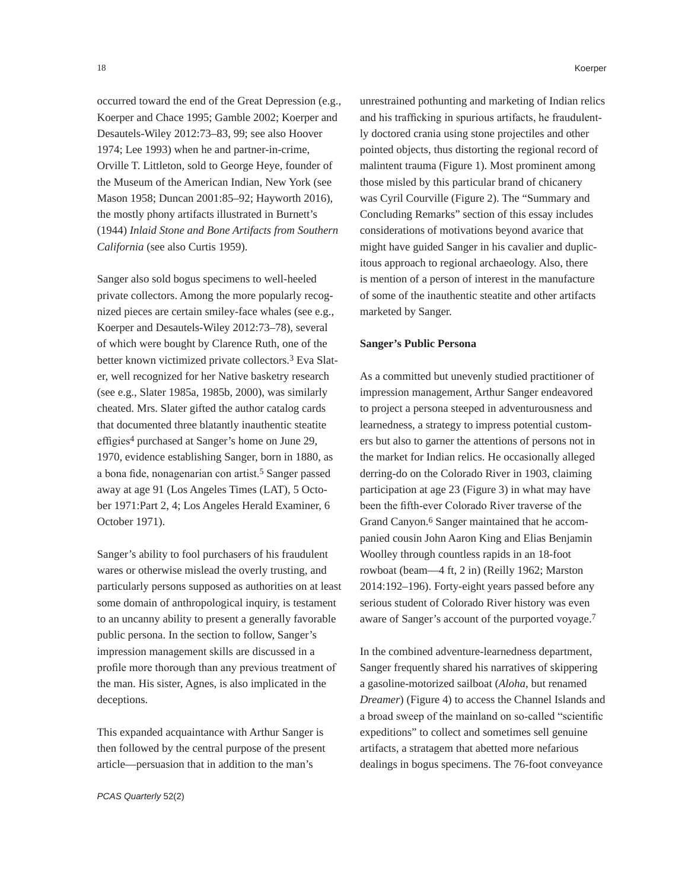occurred toward the end of the Great Depression (e.g., Koerper and Chace 1995; Gamble 2002; Koerper and Desautels-Wiley 2012:73–83, 99; see also Hoover 1974; Lee 1993) when he and partner-in-crime, Orville T. Littleton, sold to George Heye, founder of the Museum of the American Indian, New York (see Mason 1958; Duncan 2001:85–92; Hayworth 2016), the mostly phony artifacts illustrated in Burnett's (1944) *Inlaid Stone and Bone Artifacts from Southern California* (see also Curtis 1959).

Sanger also sold bogus specimens to well-heeled private collectors. Among the more popularly recognized pieces are certain smiley-face whales (see e.g., Koerper and Desautels-Wiley 2012:73–78), several of which were bought by Clarence Ruth, one of the better known victimized private collectors.[3] Eva Slater, well recognized for her Native basketry research (see e.g., Slater 1985a, 1985b, 2000), was similarly cheated. Mrs. Slater gifted the author catalog cards that documented three blatantly inauthentic steatite effigies[4] purchased at Sanger's home on June 29, 1970, evidence establishing Sanger, born in 1880, as a bona fide, nonagenarian con artist.[5] Sanger passed away at age 91 (Los Angeles Times (LAT), 5 October 1971:Part 2, 4; Los Angeles Herald Examiner, 6 October 1971).

Sanger's ability to fool purchasers of his fraudulent wares or otherwise mislead the overly trusting, and particularly persons supposed as authorities on at least some domain of anthropological inquiry, is testament to an uncanny ability to present a generally favorable public persona. In the section to follow, Sanger's impression management skills are discussed in a profile more thorough than any previous treatment of the man. His sister, Agnes, is also implicated in the deceptions.

This expanded acquaintance with Arthur Sanger is then followed by the central purpose of the present article—persuasion that in addition to the man's unrestrained pothunting and marketing of Indian relics and his trafficking in spurious artifacts, he fraudulently doctored crania using stone projectiles and other pointed objects, thus distorting the regional record of malintent trauma (Figure 1). Most prominent among those misled by this particular brand of chicanery was Cyril Courville (Figure 2). The "Summary and Concluding Remarks" section of this essay includes considerations of motivations beyond avarice that might have guided Sanger in his cavalier and duplicitous approach to regional archaeology. Also, there is mention of a person of interest in the manufacture of some of the inauthentic steatite and other artifacts marketed by Sanger.

**Sanger's Public Persona**

As a committed but unevenly studied practitioner of impression management, Arthur Sanger endeavored to project a persona steeped in adventurousness and learnedness, a strategy to impress potential customers but also to garner the attentions of persons not in the market for Indian relics. He occasionally alleged derring-do on the Colorado River in 1903, claiming participation at age 23 (Figure 3) in what may have been the fifth-ever Colorado River traverse of the Grand Canyon.[6] Sanger maintained that he accompanied cousin John Aaron King and Elias Benjamin Woolley through countless rapids in an 18-foot rowboat (beam—4 ft, 2 in) (Reilly 1962; Marston 2014:192–196). Forty-eight years passed before any serious student of Colorado River history was even aware of Sanger's account of the purported voyage.[7]

In the combined adventure-learnedness department, Sanger frequently shared his narratives of skippering a gasoline-motorized sailboat (*Aloha*, but renamed *Dreamer*) (Figure 4) to access the Channel Islands and a broad sweep of the mainland on so-called "scientific expeditions" to collect and sometimes sell genuine artifacts, a stratagem that abetted more nefarious dealings in bogus specimens. The 76-foot conveyance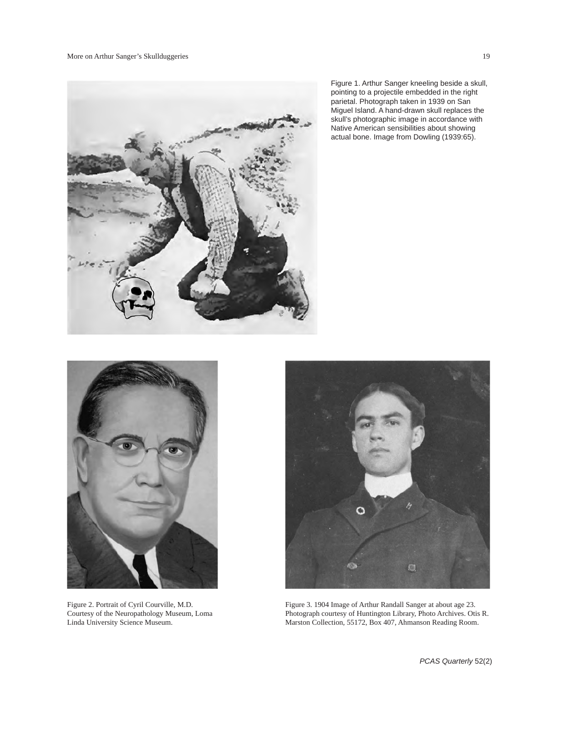Figure 1. Arthur Sanger kneeling beside a skull, pointing to a projectile embedded in the right parietal. Photograph taken in 1939 on San Miguel Island. A hand-drawn skull replaces the skull's photographic image in accordance with Native American sensibilities about showing actual bone. Image from Dowling (1939:65).

Figure 2. Portrait of Cyril Courville, M.D. Courtesy of the Neuropathology Museum, Loma Linda University Science Museum.

Figure 3. 1904 Image of Arthur Randall Sanger at about age 23. Photograph courtesy of Huntington Library, Photo Archives. Otis R. Marston Collection, 55172, Box 407, Ahmanson Reading Room.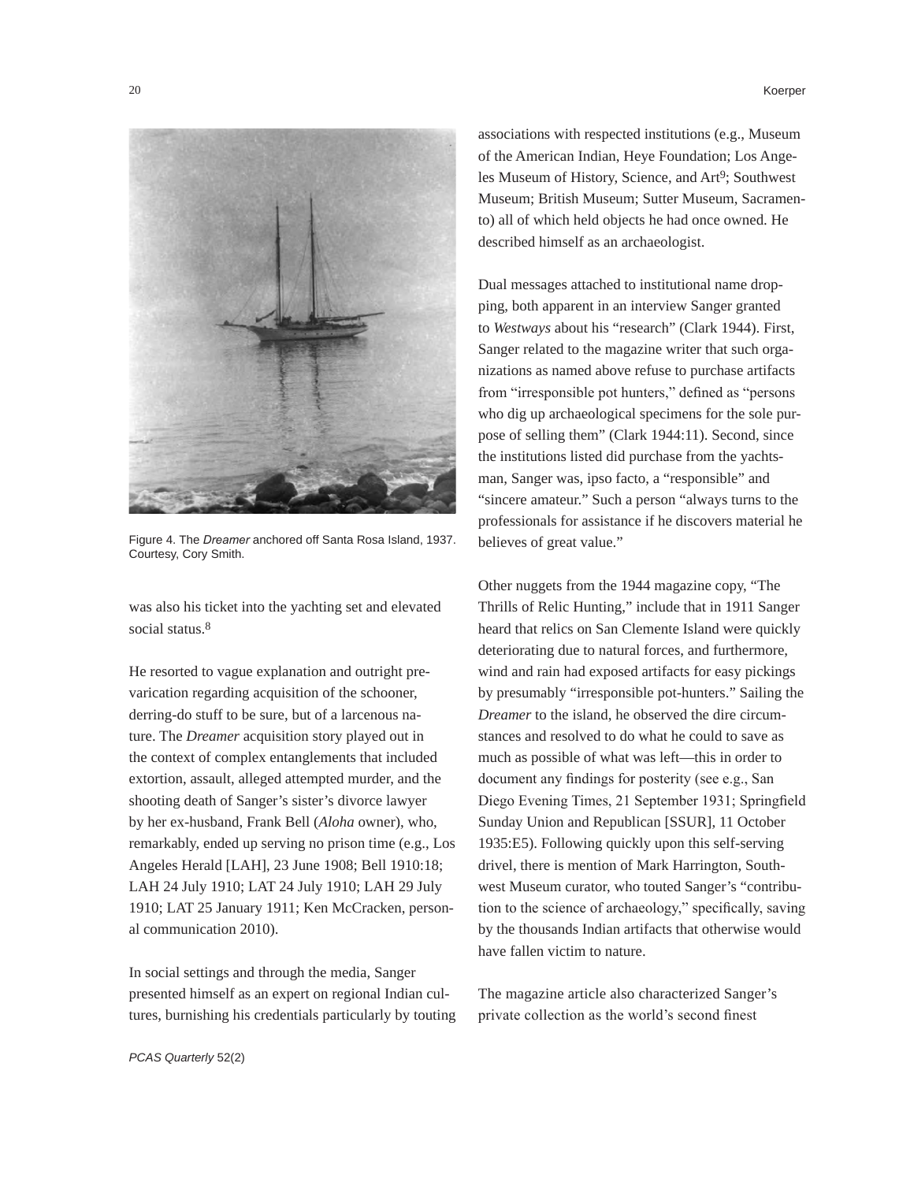Figure 4. The *Dreamer* anchored off Santa Rosa Island, 1937. Courtesy, Cory Smith.

was also his ticket into the yachting set and elevated social status.[8]

He resorted to vague explanation and outright prevarication regarding acquisition of the schooner, derring-do stuff to be sure, but of a larcenous nature. The *Dreamer* acquisition story played out in the context of complex entanglements that included extortion, assault, alleged attempted murder, and the shooting death of Sanger's sister's divorce lawyer by her ex-husband, Frank Bell (*Aloha* owner), who, remarkably, ended up serving no prison time (e.g., Los Angeles Herald [LAH], 23 June 1908; Bell 1910:18; LAH 24 July 1910; LAT 24 July 1910; LAH 29 July 1910; LAT 25 January 1911; Ken McCracken, personal communication 2010).

In social settings and through the media, Sanger presented himself as an expert on regional Indian cultures, burnishing his credentials particularly by touting associations with respected institutions (e.g., Museum of the American Indian, Heye Foundation; Los Angeles Museum of History, Science, and Art[9]; Southwest Museum; British Museum; Sutter Museum, Sacramento) all of which held objects he had once owned. He described himself as an archaeologist.

Dual messages attached to institutional name dropping, both apparent in an interview Sanger granted to *Westways* about his "research" (Clark 1944). First, Sanger related to the magazine writer that such organizations as named above refuse to purchase artifacts from "irresponsible pot hunters," defined as "persons who dig up archaeological specimens for the sole purpose of selling them" (Clark 1944:11). Second, since the institutions listed did purchase from the yachtsman, Sanger was, ipso facto, a "responsible" and "sincere amateur." Such a person "always turns to the professionals for assistance if he discovers material he believes of great value."

Other nuggets from the 1944 magazine copy, "The Thrills of Relic Hunting," include that in 1911 Sanger heard that relics on San Clemente Island were quickly deteriorating due to natural forces, and furthermore, wind and rain had exposed artifacts for easy pickings by presumably "irresponsible pot-hunters." Sailing the *Dreamer* to the island, he observed the dire circumstances and resolved to do what he could to save as much as possible of what was left—this in order to document any findings for posterity (see e.g., San Diego Evening Times, 21 September 1931; Springfield Sunday Union and Republican [SSUR], 11 October 1935:E5). Following quickly upon this self-serving drivel, there is mention of Mark Harrington, Southwest Museum curator, who touted Sanger's "contribution to the science of archaeology," specifically, saving by the thousands Indian artifacts that otherwise would have fallen victim to nature.

The magazine article also characterized Sanger's private collection as the world's second finest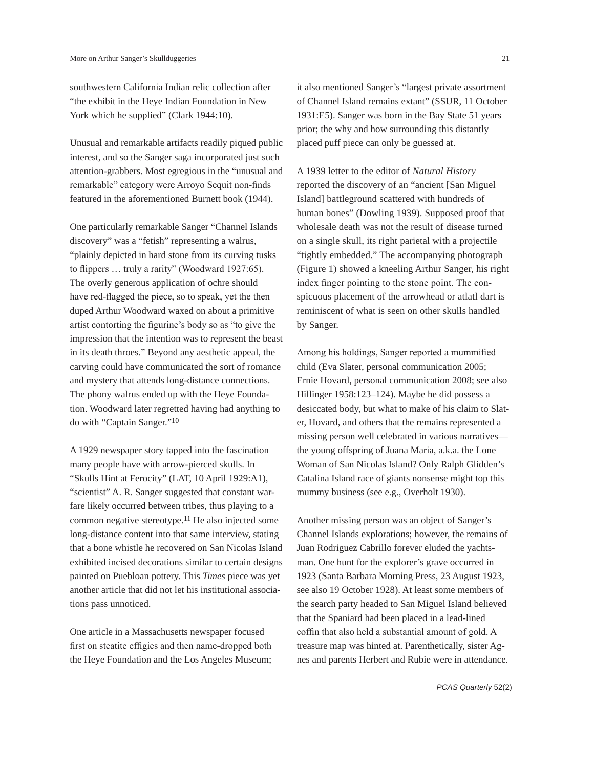southwestern California Indian relic collection after "the exhibit in the Heye Indian Foundation in New York which he supplied" (Clark 1944:10).

Unusual and remarkable artifacts readily piqued public interest, and so the Sanger saga incorporated just such attention-grabbers. Most egregious in the "unusual and remarkable" category were Arroyo Sequit non-finds featured in the aforementioned Burnett book (1944).

One particularly remarkable Sanger "Channel Islands discovery" was a "fetish" representing a walrus, "plainly depicted in hard stone from its curving tusks to flippers … truly a rarity" (Woodward 1927:65). The overly generous application of ochre should have red-flagged the piece, so to speak, yet the then duped Arthur Woodward waxed on about a primitive artist contorting the figurine's body so as "to give the impression that the intention was to represent the beast in its death throes." Beyond any aesthetic appeal, the carving could have communicated the sort of romance and mystery that attends long-distance connections. The phony walrus ended up with the Heye Foundation. Woodward later regretted having had anything to do with "Captain Sanger."[10]

A 1929 newspaper story tapped into the fascination many people have with arrow-pierced skulls. In "Skulls Hint at Ferocity" (LAT, 10 April 1929:A1), "scientist" A. R. Sanger suggested that constant warfare likely occurred between tribes, thus playing to a common negative stereotype.[11] He also injected some long-distance content into that same interview, stating that a bone whistle he recovered on San Nicolas Island exhibited incised decorations similar to certain designs painted on Puebloan pottery. This *Times* piece was yet another article that did not let his institutional associations pass unnoticed.

One article in a Massachusetts newspaper focused first on steatite effigies and then name-dropped both the Heye Foundation and the Los Angeles Museum; it also mentioned Sanger's "largest private assortment of Channel Island remains extant" (SSUR, 11 October 1931:E5). Sanger was born in the Bay State 51 years prior; the why and how surrounding this distantly placed puff piece can only be guessed at.

A 1939 letter to the editor of *Natural History* reported the discovery of an "ancient [San Miguel Island] battleground scattered with hundreds of human bones" (Dowling 1939). Supposed proof that wholesale death was not the result of disease turned on a single skull, its right parietal with a projectile "tightly embedded." The accompanying photograph (Figure 1) showed a kneeling Arthur Sanger, his right index finger pointing to the stone point. The conspicuous placement of the arrowhead or atlatl dart is reminiscent of what is seen on other skulls handled by Sanger.

Among his holdings, Sanger reported a mummified child (Eva Slater, personal communication 2005; Ernie Hovard, personal communication 2008; see also Hillinger 1958:123–124). Maybe he did possess a desiccated body, but what to make of his claim to Slater, Hovard, and others that the remains represented a missing person well celebrated in various narratives—the young offspring of Juana Maria, a.k.a. the Lone Woman of San Nicolas Island? Only Ralph Glidden's Catalina Island race of giants nonsense might top this mummy business (see e.g., Overholt 1930).

Another missing person was an object of Sanger's Channel Islands explorations; however, the remains of Juan Rodriguez Cabrillo forever eluded the yachtsman. One hunt for the explorer's grave occurred in 1923 (Santa Barbara Morning Press, 23 August 1923, see also 19 October 1928). At least some members of the search party headed to San Miguel Island believed that the Spaniard had been placed in a lead-lined coffin that also held a substantial amount of gold. A treasure map was hinted at. Parenthetically, sister Agnes and parents Herbert and Rubie were in attendance.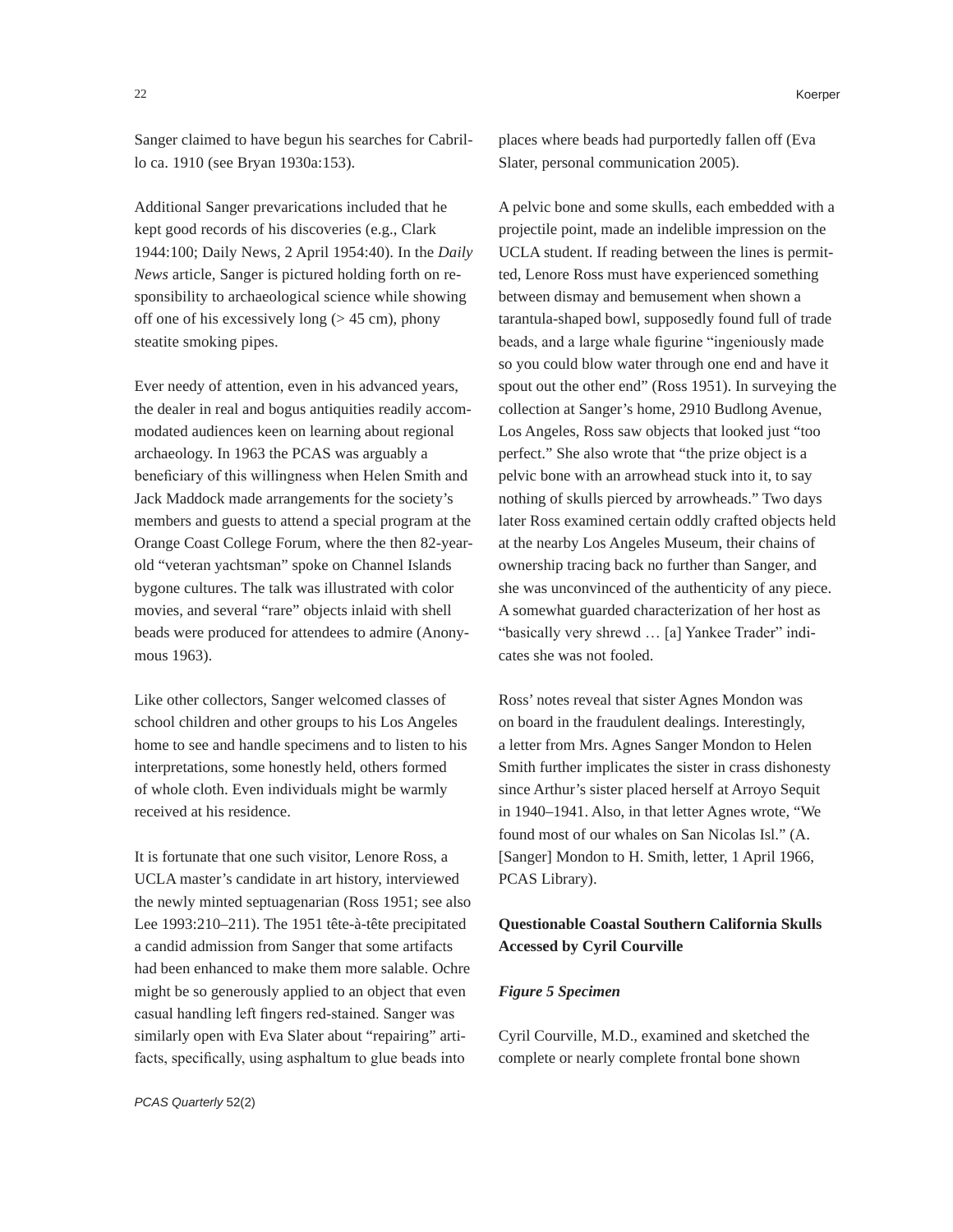Sanger claimed to have begun his searches for Cabrillo ca. 1910 (see Bryan 1930a:153).

Additional Sanger prevarications included that he kept good records of his discoveries (e.g., Clark 1944:100; Daily News, 2 April 1954:40). In the *Daily News* article, Sanger is pictured holding forth on responsibility to archaeological science while showing off one of his excessively long (> 45 cm), phony steatite smoking pipes.

Ever needy of attention, even in his advanced years, the dealer in real and bogus antiquities readily accommodated audiences keen on learning about regional archaeology. In 1963 the PCAS was arguably a beneficiary of this willingness when Helen Smith and Jack Maddock made arrangements for the society's members and guests to attend a special program at the Orange Coast College Forum, where the then 82-year-old "veteran yachtsman" spoke on Channel Islands bygone cultures. The talk was illustrated with color movies, and several "rare" objects inlaid with shell beads were produced for attendees to admire (Anonymous 1963).

Like other collectors, Sanger welcomed classes of school children and other groups to his Los Angeles home to see and handle specimens and to listen to his interpretations, some honestly held, others formed of whole cloth. Even individuals might be warmly received at his residence.

It is fortunate that one such visitor, Lenore Ross, a UCLA master's candidate in art history, interviewed the newly minted septuagenarian (Ross 1951; see also Lee 1993:210–211). The 1951 tête-à-tête precipitated a candid admission from Sanger that some artifacts had been enhanced to make them more salable. Ochre might be so generously applied to an object that even casual handling left fingers red-stained. Sanger was similarly open with Eva Slater about "repairing" artifacts, specifically, using asphaltum to glue beads into places where beads had purportedly fallen off (Eva Slater, personal communication 2005).

A pelvic bone and some skulls, each embedded with a projectile point, made an indelible impression on the UCLA student. If reading between the lines is permitted, Lenore Ross must have experienced something between dismay and bemusement when shown a tarantula-shaped bowl, supposedly found full of trade beads, and a large whale figurine "ingeniously made so you could blow water through one end and have it spout out the other end" (Ross 1951). In surveying the collection at Sanger's home, 2910 Budlong Avenue, Los Angeles, Ross saw objects that looked just "too perfect." She also wrote that "the prize object is a pelvic bone with an arrowhead stuck into it, to say nothing of skulls pierced by arrowheads." Two days later Ross examined certain oddly crafted objects held at the nearby Los Angeles Museum, their chains of ownership tracing back no further than Sanger, and she was unconvinced of the authenticity of any piece. A somewhat guarded characterization of her host as "basically very shrewd … [a] Yankee Trader" indicates she was not fooled.

Ross' notes reveal that sister Agnes Mondon was on board in the fraudulent dealings. Interestingly, a letter from Mrs. Agnes Sanger Mondon to Helen Smith further implicates the sister in crass dishonesty since Arthur's sister placed herself at Arroyo Sequit in 1940–1941. Also, in that letter Agnes wrote, "We found most of our whales on San Nicolas Isl." (A. [Sanger] Mondon to H. Smith, letter, 1 April 1966, PCAS Library).

### Questionable Coastal Southern California Skulls Accessed by Cyril Courville

#### *Figure 5 Specimen*

Cyril Courville, M.D., examined and sketched the complete or nearly complete frontal bone shown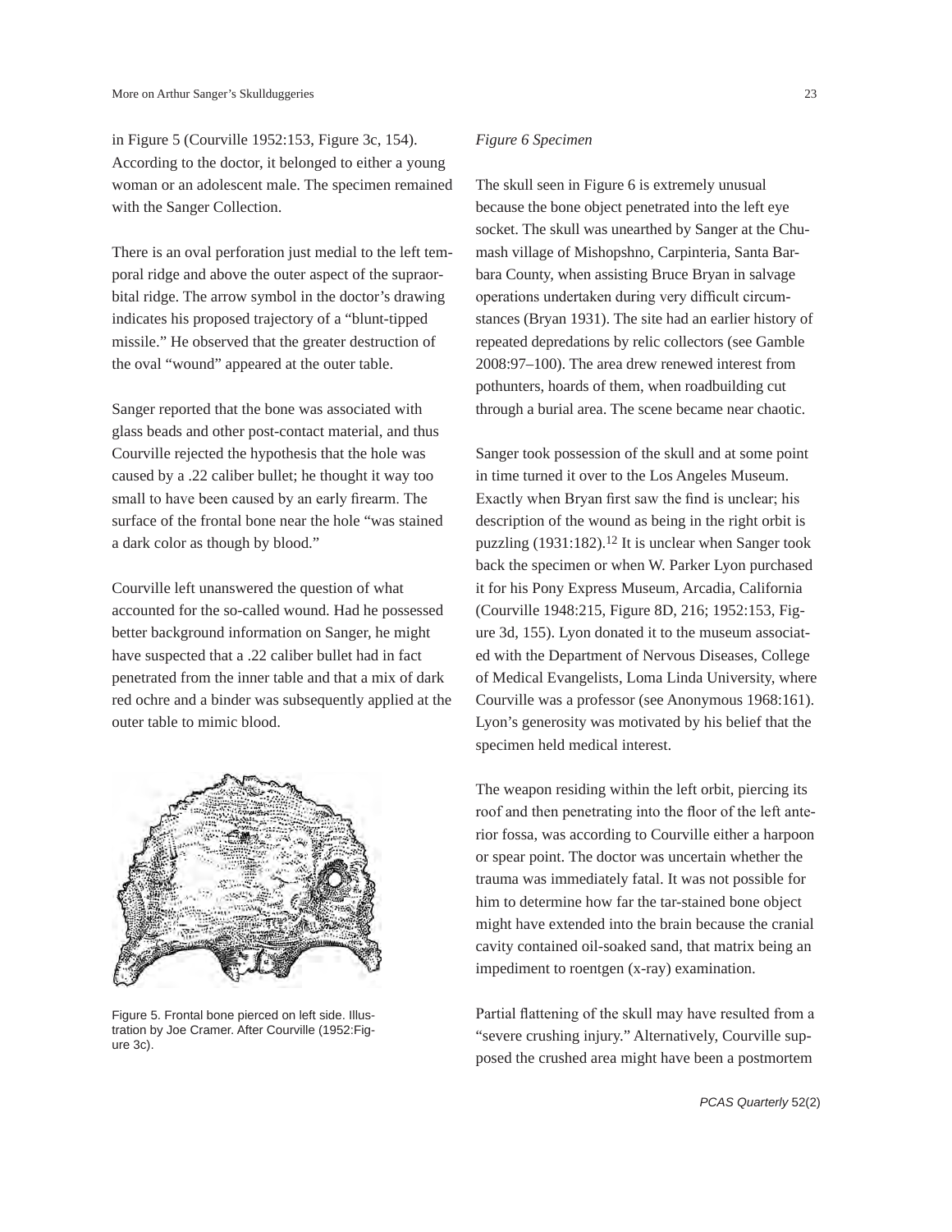in Figure 5 (Courville 1952:153, Figure 3c, 154). According to the doctor, it belonged to either a young woman or an adolescent male. The specimen remained with the Sanger Collection.

There is an oval perforation just medial to the left temporal ridge and above the outer aspect of the supraorbital ridge. The arrow symbol in the doctor's drawing indicates his proposed trajectory of a "blunt-tipped missile." He observed that the greater destruction of the oval "wound" appeared at the outer table.

Sanger reported that the bone was associated with glass beads and other post-contact material, and thus Courville rejected the hypothesis that the hole was caused by a .22 caliber bullet; he thought it way too small to have been caused by an early firearm. The surface of the frontal bone near the hole "was stained a dark color as though by blood."

Courville left unanswered the question of what accounted for the so-called wound. Had he possessed better background information on Sanger, he might have suspected that a .22 caliber bullet had in fact penetrated from the inner table and that a mix of dark red ochre and a binder was subsequently applied at the outer table to mimic blood.

Figure 5. Frontal bone pierced on left side. Illustration by Joe Cramer. After Courville (1952:Figure 3c).

*Figure 6 Specimen*

The skull seen in Figure 6 is extremely unusual because the bone object penetrated into the left eye socket. The skull was unearthed by Sanger at the Chumash village of Mishopshno, Carpinteria, Santa Barbara County, when assisting Bruce Bryan in salvage operations undertaken during very difficult circumstances (Bryan 1931). The site had an earlier history of repeated depredations by relic collectors (see Gamble 2008:97–100). The area drew renewed interest from pothunters, hoards of them, when roadbuilding cut through a burial area. The scene became near chaotic.

Sanger took possession of the skull and at some point in time turned it over to the Los Angeles Museum. Exactly when Bryan first saw the find is unclear; his description of the wound as being in the right orbit is puzzling (1931:182).[12] It is unclear when Sanger took back the specimen or when W. Parker Lyon purchased it for his Pony Express Museum, Arcadia, California (Courville 1948:215, Figure 8D, 216; 1952:153, Figure 3d, 155). Lyon donated it to the museum associated with the Department of Nervous Diseases, College of Medical Evangelists, Loma Linda University, where Courville was a professor (see Anonymous 1968:161). Lyon's generosity was motivated by his belief that the specimen held medical interest.

The weapon residing within the left orbit, piercing its roof and then penetrating into the floor of the left anterior fossa, was according to Courville either a harpoon or spear point. The doctor was uncertain whether the trauma was immediately fatal. It was not possible for him to determine how far the tar-stained bone object might have extended into the brain because the cranial cavity contained oil-soaked sand, that matrix being an impediment to roentgen (x-ray) examination.

Partial flattening of the skull may have resulted from a "severe crushing injury." Alternatively, Courville supposed the crushed area might have been a postmortem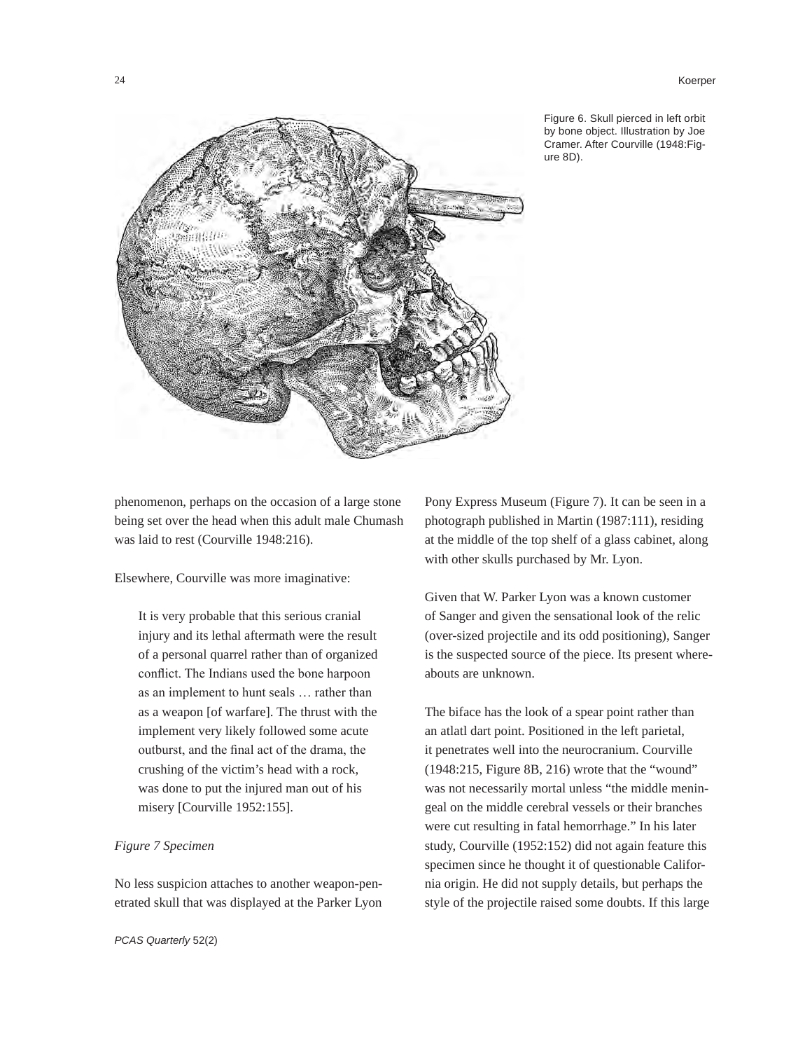Figure 6. Skull pierced in left orbit by bone object. Illustration by Joe Cramer. After Courville (1948:Figure 8D).

phenomenon, perhaps on the occasion of a large stone being set over the head when this adult male Chumash was laid to rest (Courville 1948:216).

Elsewhere, Courville was more imaginative:

> It is very probable that this serious cranial injury and its lethal aftermath were the result of a personal quarrel rather than of organized conflict. The Indians used the bone harpoon as an implement to hunt seals … rather than as a weapon [of warfare]. The thrust with the implement very likely followed some acute outburst, and the final act of the drama, the crushing of the victim's head with a rock, was done to put the injured man out of his misery [Courville 1952:155].

*Figure 7 Specimen*

No less suspicion attaches to another weapon-penetrated skull that was displayed at the Parker Lyon Pony Express Museum (Figure 7). It can be seen in a photograph published in Martin (1987:111), residing at the middle of the top shelf of a glass cabinet, along with other skulls purchased by Mr. Lyon.

Given that W. Parker Lyon was a known customer of Sanger and given the sensational look of the relic (over-sized projectile and its odd positioning), Sanger is the suspected source of the piece. Its present whereabouts are unknown.

The biface has the look of a spear point rather than an atlatl dart point. Positioned in the left parietal, it penetrates well into the neurocranium. Courville (1948:215, Figure 8B, 216) wrote that the "wound" was not necessarily mortal unless "the middle meningeal on the middle cerebral vessels or their branches were cut resulting in fatal hemorrhage." In his later study, Courville (1952:152) did not again feature this specimen since he thought it of questionable California origin. He did not supply details, but perhaps the style of the projectile raised some doubts. If this large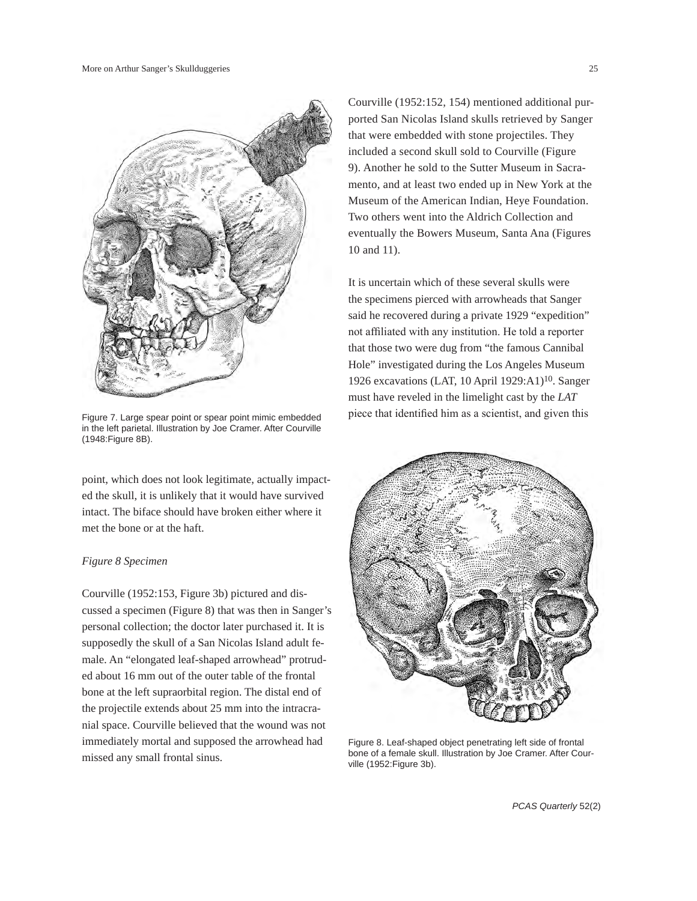Figure 7. Large spear point or spear point mimic embedded in the left parietal. Illustration by Joe Cramer. After Courville (1948:Figure 8B).

point, which does not look legitimate, actually impacted the skull, it is unlikely that it would have survived intact. The biface should have broken either where it met the bone or at the haft.

*Figure 8 Specimen*

Courville (1952:153, Figure 3b) pictured and discussed a specimen (Figure 8) that was then in Sanger's personal collection; the doctor later purchased it. It is supposedly the skull of a San Nicolas Island adult female. An "elongated leaf-shaped arrowhead" protruded about 16 mm out of the outer table of the frontal bone at the left supraorbital region. The distal end of the projectile extends about 25 mm into the intracranial space. Courville believed that the wound was not immediately mortal and supposed the arrowhead had missed any small frontal sinus.

Courville (1952:152, 154) mentioned additional purported San Nicolas Island skulls retrieved by Sanger that were embedded with stone projectiles. They included a second skull sold to Courville (Figure 9). Another he sold to the Sutter Museum in Sacramento, and at least two ended up in New York at the Museum of the American Indian, Heye Foundation. Two others went into the Aldrich Collection and eventually the Bowers Museum, Santa Ana (Figures 10 and 11).

It is uncertain which of these several skulls were the specimens pierced with arrowheads that Sanger said he recovered during a private 1929 "expedition" not affiliated with any institution. He told a reporter that those two were dug from "the famous Cannibal Hole" investigated during the Los Angeles Museum 1926 excavations (LAT, 10 April 1929:A1)[10]. Sanger must have reveled in the limelight cast by the *LAT* piece that identified him as a scientist, and given this

Figure 8. Leaf-shaped object penetrating left side of frontal bone of a female skull. Illustration by Joe Cramer. After Courville (1952:Figure 3b).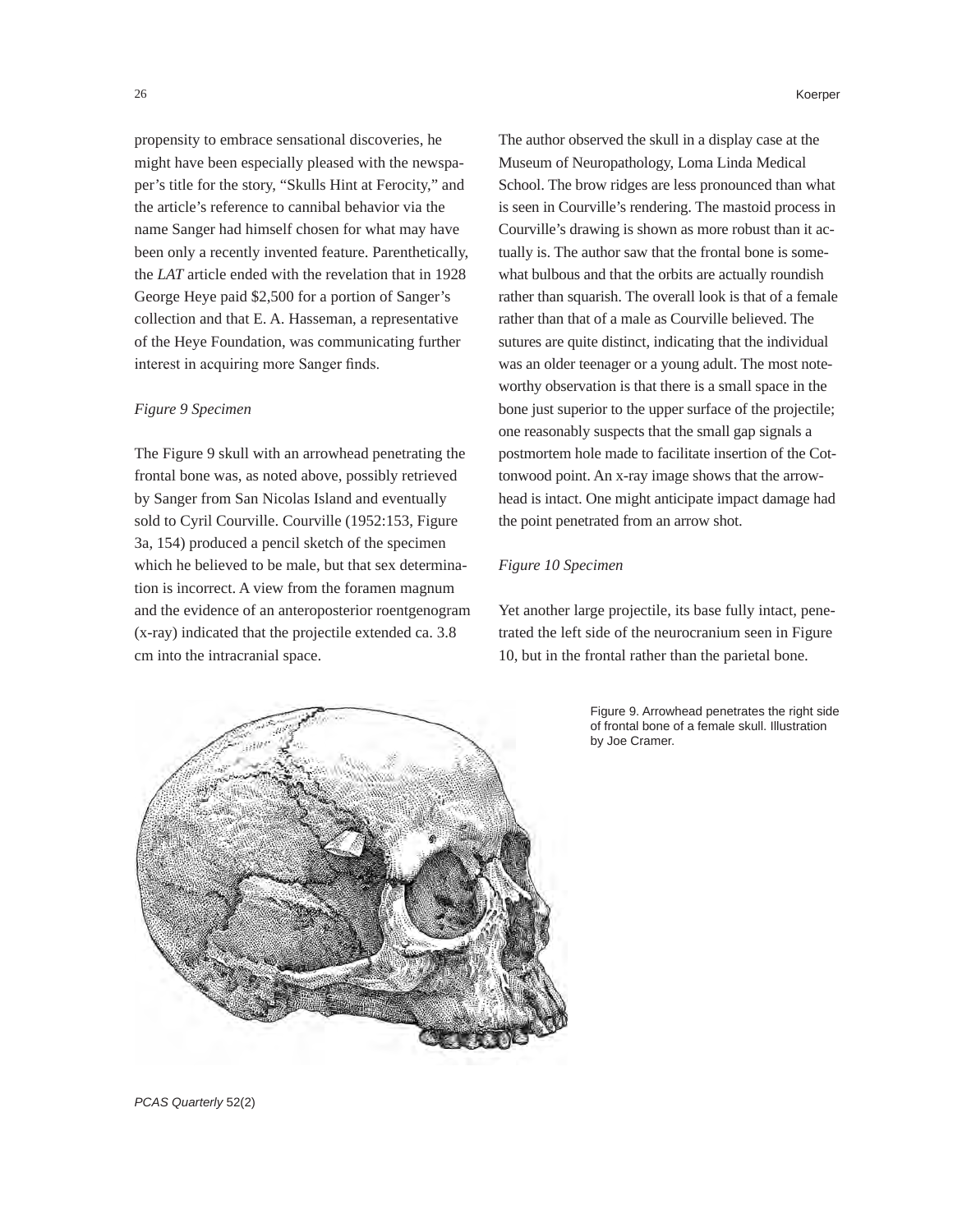propensity to embrace sensational discoveries, he might have been especially pleased with the newspaper's title for the story, "Skulls Hint at Ferocity," and the article's reference to cannibal behavior via the name Sanger had himself chosen for what may have been only a recently invented feature. Parenthetically, the *LAT* article ended with the revelation that in 1928 George Heye paid $2,500 for a portion of Sanger's collection and that E. A. Hasseman, a representative of the Heye Foundation, was communicating further interest in acquiring more Sanger finds.

*Figure 9 Specimen*

The Figure 9 skull with an arrowhead penetrating the frontal bone was, as noted above, possibly retrieved by Sanger from San Nicolas Island and eventually sold to Cyril Courville. Courville (1952:153, Figure 3a, 154) produced a pencil sketch of the specimen which he believed to be male, but that sex determination is incorrect. A view from the foramen magnum and the evidence of an anteroposterior roentgenogram (x-ray) indicated that the projectile extended ca. 3.8 cm into the intracranial space.

The author observed the skull in a display case at the Museum of Neuropathology, Loma Linda Medical School. The brow ridges are less pronounced than what is seen in Courville's rendering. The mastoid process in Courville's drawing is shown as more robust than it actually is. The author saw that the frontal bone is somewhat bulbous and that the orbits are actually roundish rather than squarish. The overall look is that of a female rather than that of a male as Courville believed. The sutures are quite distinct, indicating that the individual was an older teenager or a young adult. The most noteworthy observation is that there is a small space in the bone just superior to the upper surface of the projectile; one reasonably suspects that the small gap signals a postmortem hole made to facilitate insertion of the Cottonwood point. An x-ray image shows that the arrowhead is intact. One might anticipate impact damage had the point penetrated from an arrow shot.

*Figure 10 Specimen*

Yet another large projectile, its base fully intact, penetrated the left side of the neurocranium seen in Figure 10, but in the frontal rather than the parietal bone.

Figure 9. Arrowhead penetrates the right side of frontal bone of a female skull. Illustration by Joe Cramer.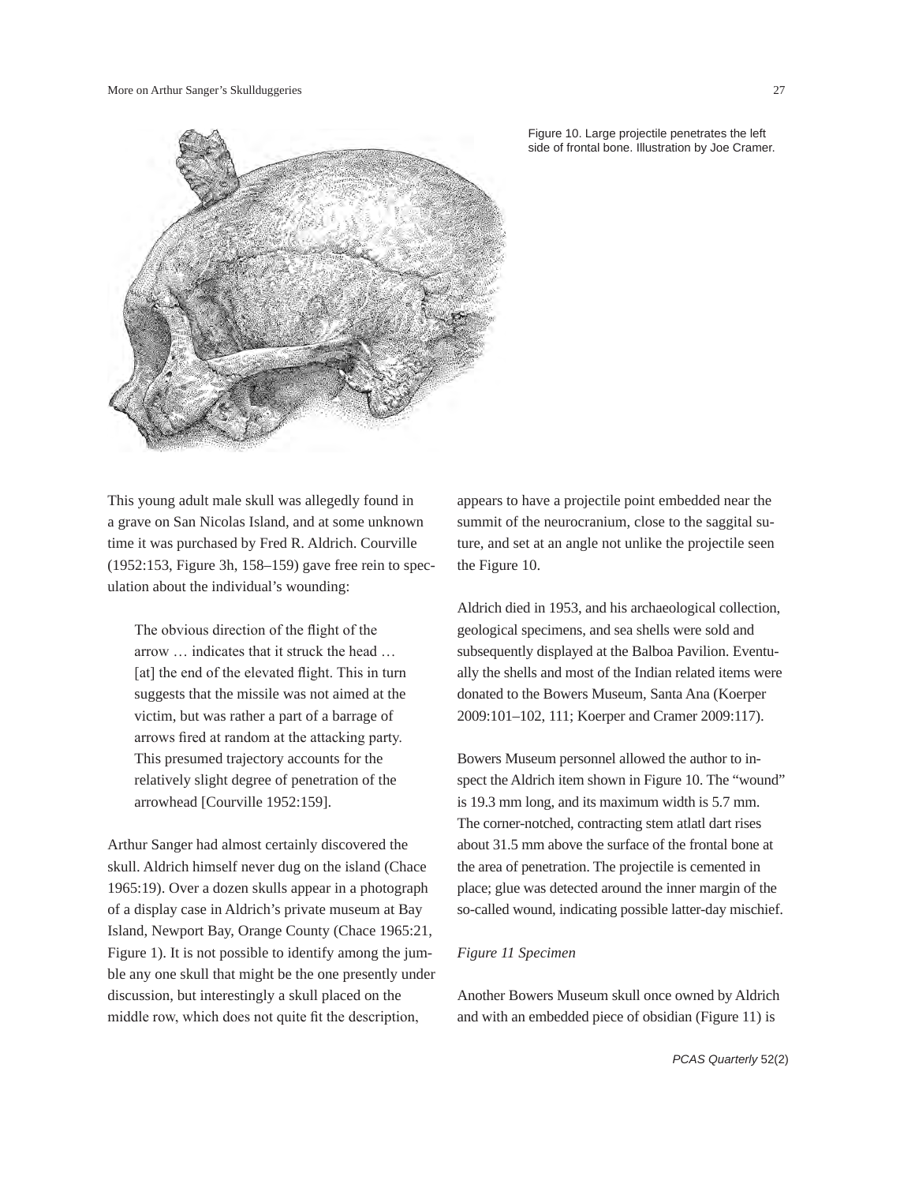Figure 10. Large projectile penetrates the left side of frontal bone. Illustration by Joe Cramer.

This young adult male skull was allegedly found in a grave on San Nicolas Island, and at some unknown time it was purchased by Fred R. Aldrich. Courville (1952:153, Figure 3h, 158–159) gave free rein to speculation about the individual's wounding:

> The obvious direction of the flight of the arrow … indicates that it struck the head … [at] the end of the elevated flight. This in turn suggests that the missile was not aimed at the victim, but was rather a part of a barrage of arrows fired at random at the attacking party. This presumed trajectory accounts for the relatively slight degree of penetration of the arrowhead [Courville 1952:159].

Arthur Sanger had almost certainly discovered the skull. Aldrich himself never dug on the island (Chace 1965:19). Over a dozen skulls appear in a photograph of a display case in Aldrich's private museum at Bay Island, Newport Bay, Orange County (Chace 1965:21, Figure 1). It is not possible to identify among the jumble any one skull that might be the one presently under discussion, but interestingly a skull placed on the middle row, which does not quite fit the description, appears to have a projectile point embedded near the summit of the neurocranium, close to the saggital suture, and set at an angle not unlike the projectile seen the Figure 10.

Aldrich died in 1953, and his archaeological collection, geological specimens, and sea shells were sold and subsequently displayed at the Balboa Pavilion. Eventually the shells and most of the Indian related items were donated to the Bowers Museum, Santa Ana (Koerper 2009:101–102, 111; Koerper and Cramer 2009:117).

Bowers Museum personnel allowed the author to inspect the Aldrich item shown in Figure 10. The "wound" is 19.3 mm long, and its maximum width is 5.7 mm. The corner-notched, contracting stem atlatl dart rises about 31.5 mm above the surface of the frontal bone at the area of penetration. The projectile is cemented in place; glue was detected around the inner margin of the so-called wound, indicating possible latter-day mischief.

*Figure 11 Specimen*

Another Bowers Museum skull once owned by Aldrich and with an embedded piece of obsidian (Figure 11) is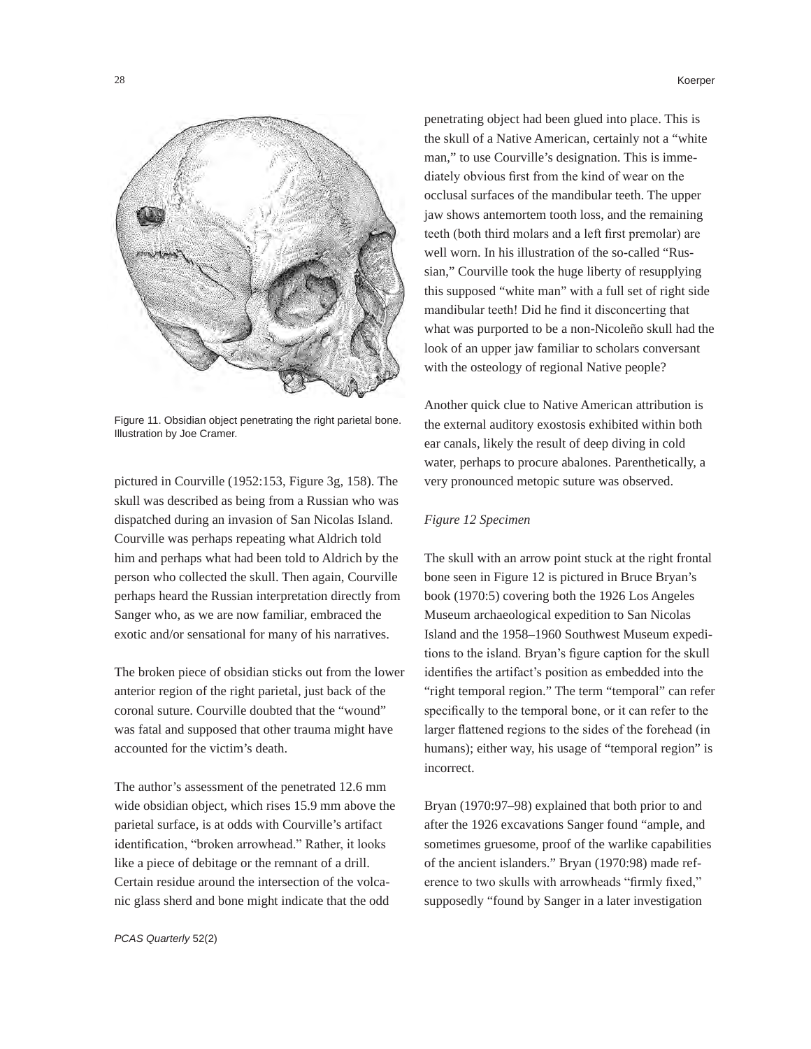Figure 11. Obsidian object penetrating the right parietal bone. Illustration by Joe Cramer.

pictured in Courville (1952:153, Figure 3g, 158). The skull was described as being from a Russian who was dispatched during an invasion of San Nicolas Island. Courville was perhaps repeating what Aldrich told him and perhaps what had been told to Aldrich by the person who collected the skull. Then again, Courville perhaps heard the Russian interpretation directly from Sanger who, as we are now familiar, embraced the exotic and/or sensational for many of his narratives.

The broken piece of obsidian sticks out from the lower anterior region of the right parietal, just back of the coronal suture. Courville doubted that the "wound" was fatal and supposed that other trauma might have accounted for the victim's death.

The author's assessment of the penetrated 12.6 mm wide obsidian object, which rises 15.9 mm above the parietal surface, is at odds with Courville's artifact identification, "broken arrowhead." Rather, it looks like a piece of debitage or the remnant of a drill. Certain residue around the intersection of the volcanic glass sherd and bone might indicate that the odd penetrating object had been glued into place. This is the skull of a Native American, certainly not a "white man," to use Courville's designation. This is immediately obvious first from the kind of wear on the occlusal surfaces of the mandibular teeth. The upper jaw shows antemortem tooth loss, and the remaining teeth (both third molars and a left first premolar) are well worn. In his illustration of the so-called "Russian," Courville took the huge liberty of resupplying this supposed "white man" with a full set of right side mandibular teeth! Did he find it disconcerting that what was purported to be a non-Nicoleño skull had the look of an upper jaw familiar to scholars conversant with the osteology of regional Native people?

Another quick clue to Native American attribution is the external auditory exostosis exhibited within both ear canals, likely the result of deep diving in cold water, perhaps to procure abalones. Parenthetically, a very pronounced metopic suture was observed.

*Figure 12 Specimen*

The skull with an arrow point stuck at the right frontal bone seen in Figure 12 is pictured in Bruce Bryan's book (1970:5) covering both the 1926 Los Angeles Museum archaeological expedition to San Nicolas Island and the 1958–1960 Southwest Museum expeditions to the island. Bryan's figure caption for the skull identifies the artifact's position as embedded into the "right temporal region." The term "temporal" can refer specifically to the temporal bone, or it can refer to the larger flattened regions to the sides of the forehead (in humans); either way, his usage of "temporal region" is incorrect.

Bryan (1970:97–98) explained that both prior to and after the 1926 excavations Sanger found "ample, and sometimes gruesome, proof of the warlike capabilities of the ancient islanders." Bryan (1970:98) made reference to two skulls with arrowheads "firmly fixed," supposedly "found by Sanger in a later investigation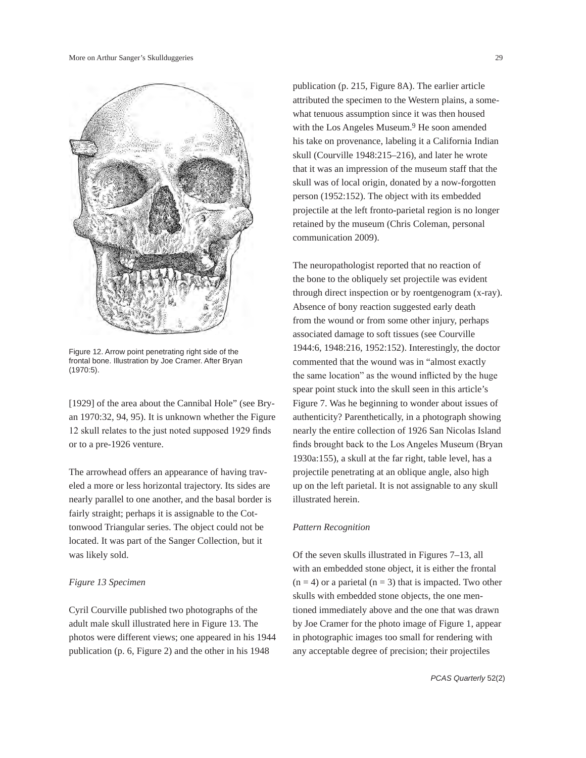Figure 12. Arrow point penetrating right side of the frontal bone. Illustration by Joe Cramer. After Bryan (1970:5).

[1929] of the area about the Cannibal Hole" (see Bryan 1970:32, 94, 95). It is unknown whether the Figure 12 skull relates to the just noted supposed 1929 finds or to a pre-1926 venture.

The arrowhead offers an appearance of having traveled a more or less horizontal trajectory. Its sides are nearly parallel to one another, and the basal border is fairly straight; perhaps it is assignable to the Cottonwood Triangular series. The object could not be located. It was part of the Sanger Collection, but it was likely sold.

*Figure 13 Specimen*

Cyril Courville published two photographs of the adult male skull illustrated here in Figure 13. The photos were different views; one appeared in his 1944 publication (p. 6, Figure 2) and the other in his 1948 publication (p. 215, Figure 8A). The earlier article attributed the specimen to the Western plains, a somewhat tenuous assumption since it was then housed with the Los Angeles Museum.[9] He soon amended his take on provenance, labeling it a California Indian skull (Courville 1948:215–216), and later he wrote that it was an impression of the museum staff that the skull was of local origin, donated by a now-forgotten person (1952:152). The object with its embedded projectile at the left fronto-parietal region is no longer retained by the museum (Chris Coleman, personal communication 2009).

The neuropathologist reported that no reaction of the bone to the obliquely set projectile was evident through direct inspection or by roentgenogram (x-ray). Absence of bony reaction suggested early death from the wound or from some other injury, perhaps associated damage to soft tissues (see Courville 1944:6, 1948:216, 1952:152). Interestingly, the doctor commented that the wound was in "almost exactly the same location" as the wound inflicted by the huge spear point stuck into the skull seen in this article's Figure 7. Was he beginning to wonder about issues of authenticity? Parenthetically, in a photograph showing nearly the entire collection of 1926 San Nicolas Island finds brought back to the Los Angeles Museum (Bryan 1930a:155), a skull at the far right, table level, has a projectile penetrating at an oblique angle, also high up on the left parietal. It is not assignable to any skull illustrated herein.

*Pattern Recognition*

Of the seven skulls illustrated in Figures 7–13, all with an embedded stone object, it is either the frontal (n = 4) or a parietal (n = 3) that is impacted. Two other skulls with embedded stone objects, the one mentioned immediately above and the one that was drawn by Joe Cramer for the photo image of Figure 1, appear in photographic images too small for rendering with any acceptable degree of precision; their projectiles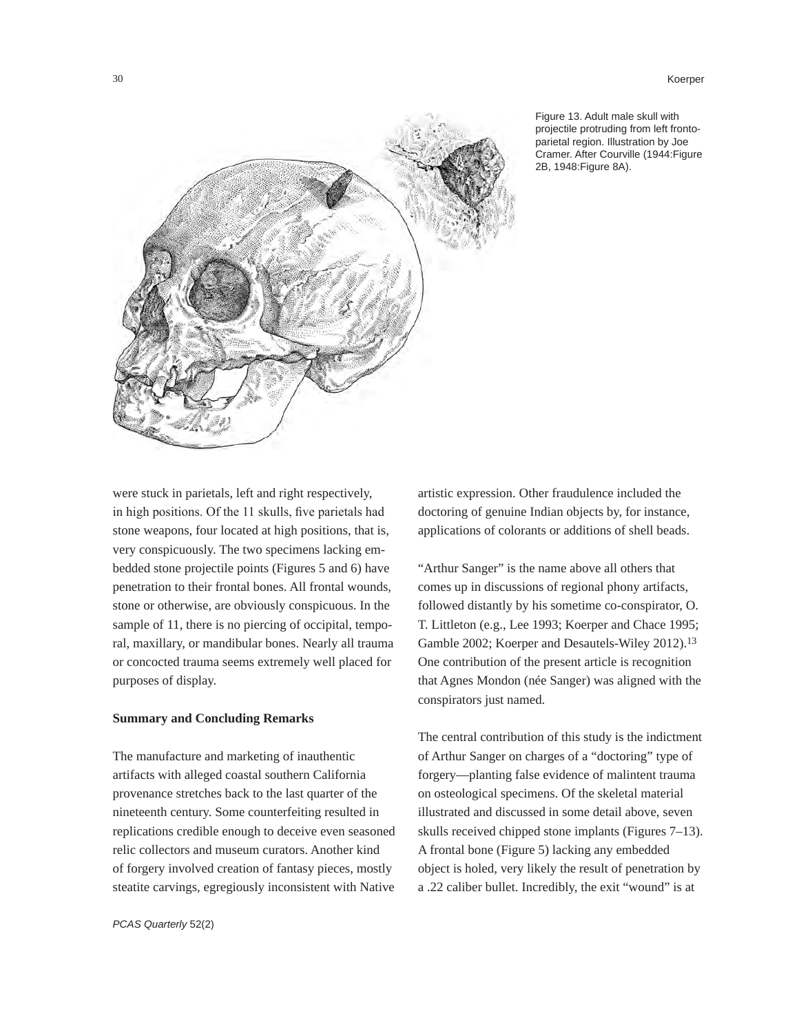Figure 13. Adult male skull with projectile protruding from left fronto-parietal region. Illustration by Joe Cramer. After Courville (1944:Figure 2B, 1948:Figure 8A).

were stuck in parietals, left and right respectively, in high positions. Of the 11 skulls, five parietals had stone weapons, four located at high positions, that is, very conspicuously. The two specimens lacking embedded stone projectile points (Figures 5 and 6) have penetration to their frontal bones. All frontal wounds, stone or otherwise, are obviously conspicuous. In the sample of 11, there is no piercing of occipital, temporal, maxillary, or mandibular bones. Nearly all trauma or concocted trauma seems extremely well placed for purposes of display.

**Summary and Concluding Remarks**

The manufacture and marketing of inauthentic artifacts with alleged coastal southern California provenance stretches back to the last quarter of the nineteenth century. Some counterfeiting resulted in replications credible enough to deceive even seasoned relic collectors and museum curators. Another kind of forgery involved creation of fantasy pieces, mostly steatite carvings, egregiously inconsistent with Native artistic expression. Other fraudulence included the doctoring of genuine Indian objects by, for instance, applications of colorants or additions of shell beads.

"Arthur Sanger" is the name above all others that comes up in discussions of regional phony artifacts, followed distantly by his sometime co-conspirator, O. T. Littleton (e.g., Lee 1993; Koerper and Chace 1995; Gamble 2002; Koerper and Desautels-Wiley 2012).[13] One contribution of the present article is recognition that Agnes Mondon (née Sanger) was aligned with the conspirators just named.

The central contribution of this study is the indictment of Arthur Sanger on charges of a "doctoring" type of forgery—planting false evidence of malintent trauma on osteological specimens. Of the skeletal material illustrated and discussed in some detail above, seven skulls received chipped stone implants (Figures 7–13). A frontal bone (Figure 5) lacking any embedded object is holed, very likely the result of penetration by a .22 caliber bullet. Incredibly, the exit "wound" is at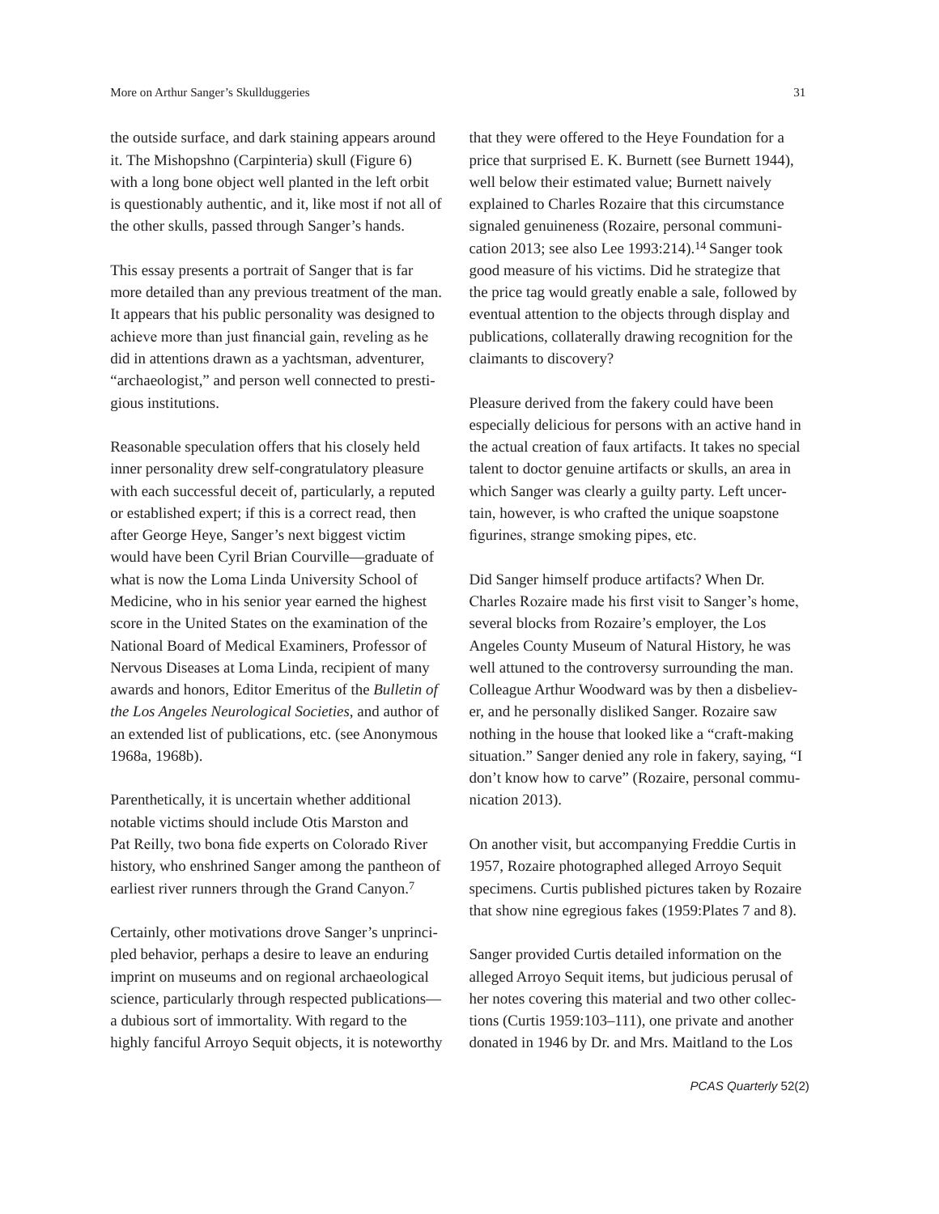the outside surface, and dark staining appears around it. The Mishopshno (Carpinteria) skull (Figure 6) with a long bone object well planted in the left orbit is questionably authentic, and it, like most if not all of the other skulls, passed through Sanger's hands.

This essay presents a portrait of Sanger that is far more detailed than any previous treatment of the man. It appears that his public personality was designed to achieve more than just financial gain, reveling as he did in attentions drawn as a yachtsman, adventurer, "archaeologist," and person well connected to prestigious institutions.

Reasonable speculation offers that his closely held inner personality drew self-congratulatory pleasure with each successful deceit of, particularly, a reputed or established expert; if this is a correct read, then after George Heye, Sanger's next biggest victim would have been Cyril Brian Courville—graduate of what is now the Loma Linda University School of Medicine, who in his senior year earned the highest score in the United States on the examination of the National Board of Medical Examiners, Professor of Nervous Diseases at Loma Linda, recipient of many awards and honors, Editor Emeritus of the *Bulletin of the Los Angeles Neurological Societies*, and author of an extended list of publications, etc. (see Anonymous 1968a, 1968b).

Parenthetically, it is uncertain whether additional notable victims should include Otis Marston and Pat Reilly, two bona fide experts on Colorado River history, who enshrined Sanger among the pantheon of earliest river runners through the Grand Canyon.[7]

Certainly, other motivations drove Sanger's unprincipled behavior, perhaps a desire to leave an enduring imprint on museums and on regional archaeological science, particularly through respected publications—a dubious sort of immortality. With regard to the highly fanciful Arroyo Sequit objects, it is noteworthy that they were offered to the Heye Foundation for a price that surprised E. K. Burnett (see Burnett 1944), well below their estimated value; Burnett naively explained to Charles Rozaire that this circumstance signaled genuineness (Rozaire, personal communication 2013; see also Lee 1993:214).[14] Sanger took good measure of his victims. Did he strategize that the price tag would greatly enable a sale, followed by eventual attention to the objects through display and publications, collaterally drawing recognition for the claimants to discovery?

Pleasure derived from the fakery could have been especially delicious for persons with an active hand in the actual creation of faux artifacts. It takes no special talent to doctor genuine artifacts or skulls, an area in which Sanger was clearly a guilty party. Left uncertain, however, is who crafted the unique soapstone figurines, strange smoking pipes, etc.

Did Sanger himself produce artifacts? When Dr. Charles Rozaire made his first visit to Sanger's home, several blocks from Rozaire's employer, the Los Angeles County Museum of Natural History, he was well attuned to the controversy surrounding the man. Colleague Arthur Woodward was by then a disbeliever, and he personally disliked Sanger. Rozaire saw nothing in the house that looked like a "craft-making situation." Sanger denied any role in fakery, saying, "I don't know how to carve" (Rozaire, personal communication 2013).

On another visit, but accompanying Freddie Curtis in 1957, Rozaire photographed alleged Arroyo Sequit specimens. Curtis published pictures taken by Rozaire that show nine egregious fakes (1959:Plates 7 and 8).

Sanger provided Curtis detailed information on the alleged Arroyo Sequit items, but judicious perusal of her notes covering this material and two other collections (Curtis 1959:103–111), one private and another donated in 1946 by Dr. and Mrs. Maitland to the Los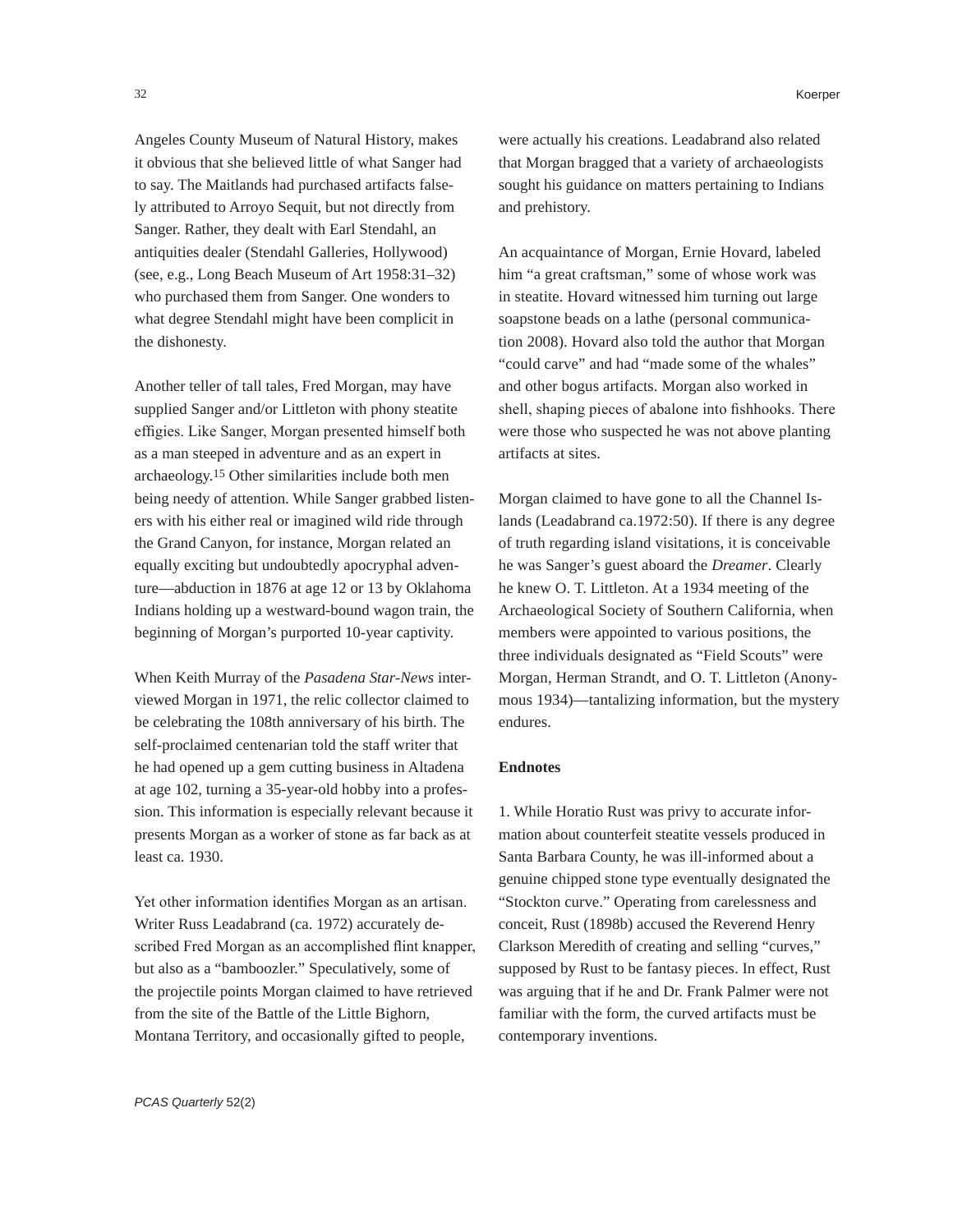Angeles County Museum of Natural History, makes it obvious that she believed little of what Sanger had to say. The Maitlands had purchased artifacts falsely attributed to Arroyo Sequit, but not directly from Sanger. Rather, they dealt with Earl Stendahl, an antiquities dealer (Stendahl Galleries, Hollywood) (see, e.g., Long Beach Museum of Art 1958:31–32) who purchased them from Sanger. One wonders to what degree Stendahl might have been complicit in the dishonesty.

Another teller of tall tales, Fred Morgan, may have supplied Sanger and/or Littleton with phony steatite effigies. Like Sanger, Morgan presented himself both as a man steeped in adventure and as an expert in archaeology.[15] Other similarities include both men being needy of attention. While Sanger grabbed listeners with his either real or imagined wild ride through the Grand Canyon, for instance, Morgan related an equally exciting but undoubtedly apocryphal adventure—abduction in 1876 at age 12 or 13 by Oklahoma Indians holding up a westward-bound wagon train, the beginning of Morgan's purported 10-year captivity.

When Keith Murray of the *Pasadena Star-News* interviewed Morgan in 1971, the relic collector claimed to be celebrating the 108th anniversary of his birth. The self-proclaimed centenarian told the staff writer that he had opened up a gem cutting business in Altadena at age 102, turning a 35-year-old hobby into a profession. This information is especially relevant because it presents Morgan as a worker of stone as far back as at least ca. 1930.

Yet other information identifies Morgan as an artisan. Writer Russ Leadabrand (ca. 1972) accurately described Fred Morgan as an accomplished flint knapper, but also as a "bamboozler." Speculatively, some of the projectile points Morgan claimed to have retrieved from the site of the Battle of the Little Bighorn, Montana Territory, and occasionally gifted to people, were actually his creations. Leadabrand also related that Morgan bragged that a variety of archaeologists sought his guidance on matters pertaining to Indians and prehistory.

An acquaintance of Morgan, Ernie Hovard, labeled him "a great craftsman," some of whose work was in steatite. Hovard witnessed him turning out large soapstone beads on a lathe (personal communication 2008). Hovard also told the author that Morgan "could carve" and had "made some of the whales" and other bogus artifacts. Morgan also worked in shell, shaping pieces of abalone into fishhooks. There were those who suspected he was not above planting artifacts at sites.

Morgan claimed to have gone to all the Channel Islands (Leadabrand ca.1972:50). If there is any degree of truth regarding island visitations, it is conceivable he was Sanger's guest aboard the *Dreamer*. Clearly he knew O. T. Littleton. At a 1934 meeting of the Archaeological Society of Southern California, when members were appointed to various positions, the three individuals designated as "Field Scouts" were Morgan, Herman Strandt, and O. T. Littleton (Anonymous 1934)—tantalizing information, but the mystery endures.

**Endnotes**

1. While Horatio Rust was privy to accurate information about counterfeit steatite vessels produced in Santa Barbara County, he was ill-informed about a genuine chipped stone type eventually designated the "Stockton curve." Operating from carelessness and conceit, Rust (1898b) accused the Reverend Henry Clarkson Meredith of creating and selling "curves," supposed by Rust to be fantasy pieces. In effect, Rust was arguing that if he and Dr. Frank Palmer were not familiar with the form, the curved artifacts must be contemporary inventions.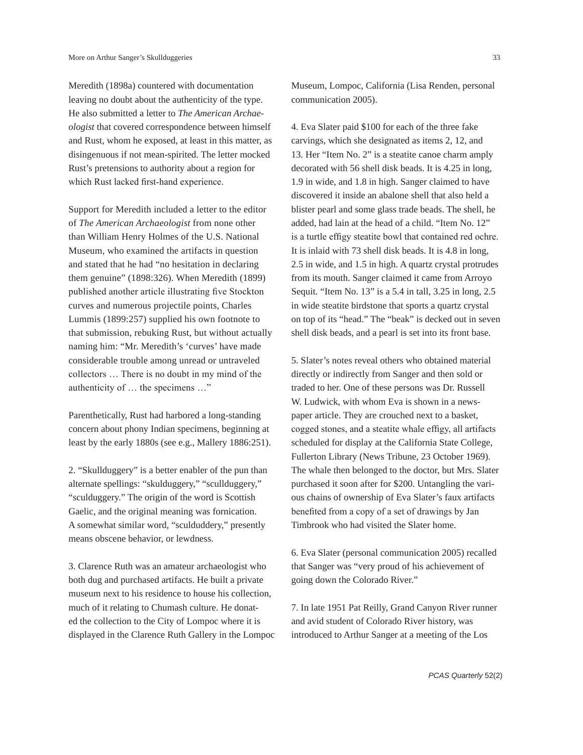Meredith (1898a) countered with documentation leaving no doubt about the authenticity of the type. He also submitted a letter to *The American Archaeologist* that covered correspondence between himself and Rust, whom he exposed, at least in this matter, as disingenuous if not mean-spirited. The letter mocked Rust's pretensions to authority about a region for which Rust lacked first-hand experience.

Support for Meredith included a letter to the editor of *The American Archaeologist* from none other than William Henry Holmes of the U.S. National Museum, who examined the artifacts in question and stated that he had "no hesitation in declaring them genuine" (1898:326). When Meredith (1899) published another article illustrating five Stockton curves and numerous projectile points, Charles Lummis (1899:257) supplied his own footnote to that submission, rebuking Rust, but without actually naming him: "Mr. Meredith's 'curves' have made considerable trouble among unread or untraveled collectors … There is no doubt in my mind of the authenticity of … the specimens …"

Parenthetically, Rust had harbored a long-standing concern about phony Indian specimens, beginning at least by the early 1880s (see e.g., Mallery 1886:251).

2. "Skullduggery" is a better enabler of the pun than alternate spellings: "skulduggery," "scullduggery," "sculduggery." The origin of the word is Scottish Gaelic, and the original meaning was fornication. A somewhat similar word, "sculduddery," presently means obscene behavior, or lewdness.

3. Clarence Ruth was an amateur archaeologist who both dug and purchased artifacts. He built a private museum next to his residence to house his collection, much of it relating to Chumash culture. He donated the collection to the City of Lompoc where it is displayed in the Clarence Ruth Gallery in the Lompoc Museum, Lompoc, California (Lisa Renden, personal communication 2005).

4. Eva Slater paid $100 for each of the three fake carvings, which she designated as items 2, 12, and 13. Her "Item No. 2" is a steatite canoe charm amply decorated with 56 shell disk beads. It is 4.25 in long, 1.9 in wide, and 1.8 in high. Sanger claimed to have discovered it inside an abalone shell that also held a blister pearl and some glass trade beads. The shell, he added, had lain at the head of a child. "Item No. 12" is a turtle effigy steatite bowl that contained red ochre. It is inlaid with 73 shell disk beads. It is 4.8 in long, 2.5 in wide, and 1.5 in high. A quartz crystal protrudes from its mouth. Sanger claimed it came from Arroyo Sequit. "Item No. 13" is a 5.4 in tall, 3.25 in long, 2.5 in wide steatite birdstone that sports a quartz crystal on top of its "head." The "beak" is decked out in seven shell disk beads, and a pearl is set into its front base.

5. Slater's notes reveal others who obtained material directly or indirectly from Sanger and then sold or traded to her. One of these persons was Dr. Russell W. Ludwick, with whom Eva is shown in a newspaper article. They are crouched next to a basket, cogged stones, and a steatite whale effigy, all artifacts scheduled for display at the California State College, Fullerton Library (News Tribune, 23 October 1969). The whale then belonged to the doctor, but Mrs. Slater purchased it soon after for $200. Untangling the various chains of ownership of Eva Slater's faux artifacts benefited from a copy of a set of drawings by Jan Timbrook who had visited the Slater home.

6. Eva Slater (personal communication 2005) recalled that Sanger was "very proud of his achievement of going down the Colorado River."

7. In late 1951 Pat Reilly, Grand Canyon River runner and avid student of Colorado River history, was introduced to Arthur Sanger at a meeting of the Los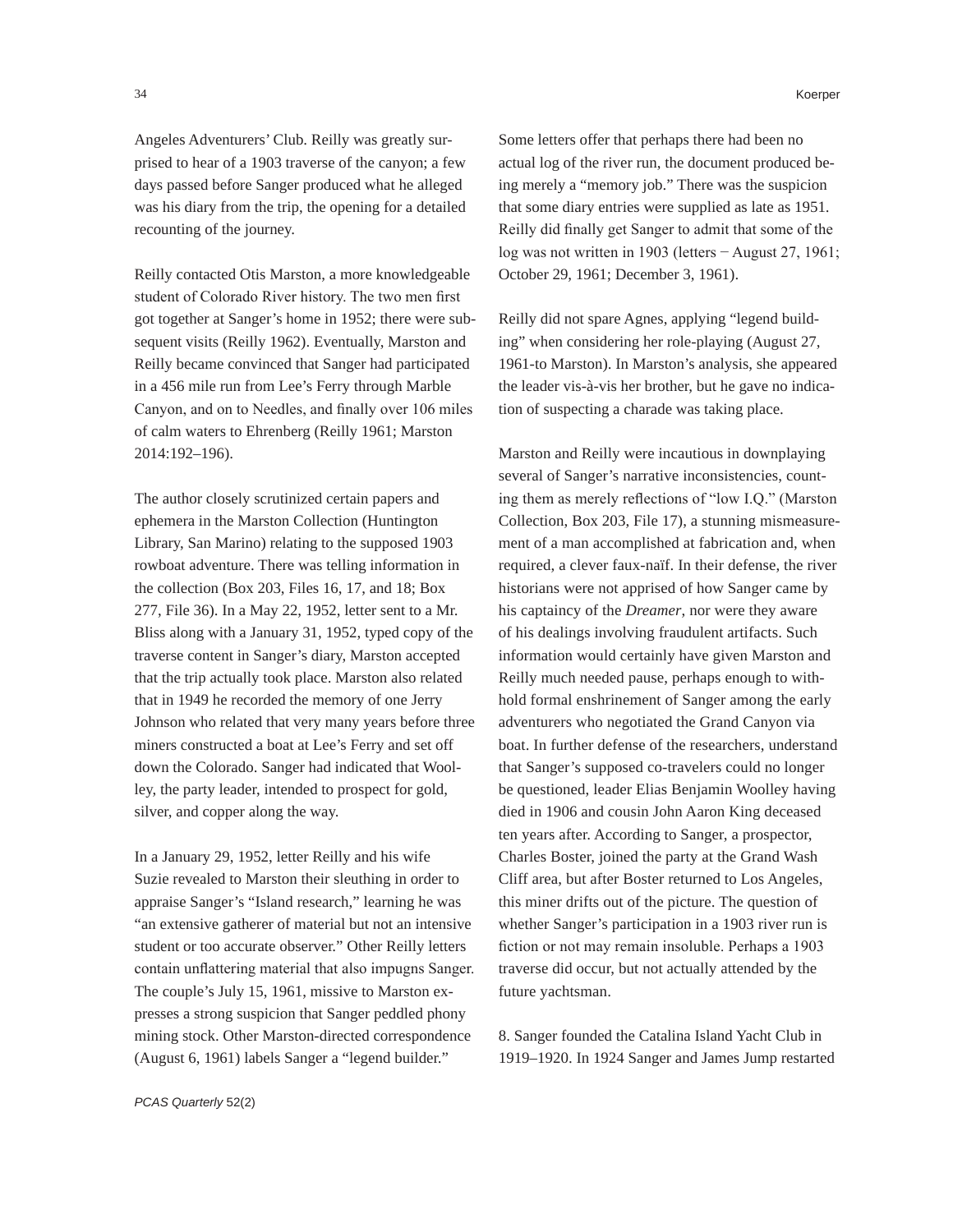Angeles Adventurers' Club. Reilly was greatly surprised to hear of a 1903 traverse of the canyon; a few days passed before Sanger produced what he alleged was his diary from the trip, the opening for a detailed recounting of the journey.

Reilly contacted Otis Marston, a more knowledgeable student of Colorado River history. The two men first got together at Sanger's home in 1952; there were subsequent visits (Reilly 1962). Eventually, Marston and Reilly became convinced that Sanger had participated in a 456 mile run from Lee's Ferry through Marble Canyon, and on to Needles, and finally over 106 miles of calm waters to Ehrenberg (Reilly 1961; Marston 2014:192–196).

The author closely scrutinized certain papers and ephemera in the Marston Collection (Huntington Library, San Marino) relating to the supposed 1903 rowboat adventure. There was telling information in the collection (Box 203, Files 16, 17, and 18; Box 277, File 36). In a May 22, 1952, letter sent to a Mr. Bliss along with a January 31, 1952, typed copy of the traverse content in Sanger's diary, Marston accepted that the trip actually took place. Marston also related that in 1949 he recorded the memory of one Jerry Johnson who related that very many years before three miners constructed a boat at Lee's Ferry and set off down the Colorado. Sanger had indicated that Woolley, the party leader, intended to prospect for gold, silver, and copper along the way.

In a January 29, 1952, letter Reilly and his wife Suzie revealed to Marston their sleuthing in order to appraise Sanger's "Island research," learning he was "an extensive gatherer of material but not an intensive student or too accurate observer." Other Reilly letters contain unflattering material that also impugns Sanger. The couple's July 15, 1961, missive to Marston expresses a strong suspicion that Sanger peddled phony mining stock. Other Marston-directed correspondence (August 6, 1961) labels Sanger a "legend builder."

Some letters offer that perhaps there had been no actual log of the river run, the document produced being merely a "memory job." There was the suspicion that some diary entries were supplied as late as 1951. Reilly did finally get Sanger to admit that some of the log was not written in 1903 (letters − August 27, 1961; October 29, 1961; December 3, 1961).

Reilly did not spare Agnes, applying "legend building" when considering her role-playing (August 27, 1961-to Marston). In Marston's analysis, she appeared the leader vis-à-vis her brother, but he gave no indication of suspecting a charade was taking place.

Marston and Reilly were incautious in downplaying several of Sanger's narrative inconsistencies, counting them as merely reflections of "low I.Q." (Marston Collection, Box 203, File 17), a stunning mismeasurement of a man accomplished at fabrication and, when required, a clever faux-naïf. In their defense, the river historians were not apprised of how Sanger came by his captaincy of the *Dreamer*, nor were they aware of his dealings involving fraudulent artifacts. Such information would certainly have given Marston and Reilly much needed pause, perhaps enough to withhold formal enshrinement of Sanger among the early adventurers who negotiated the Grand Canyon via boat. In further defense of the researchers, understand that Sanger's supposed co-travelers could no longer be questioned, leader Elias Benjamin Woolley having died in 1906 and cousin John Aaron King deceased ten years after. According to Sanger, a prospector, Charles Boster, joined the party at the Grand Wash Cliff area, but after Boster returned to Los Angeles, this miner drifts out of the picture. The question of whether Sanger's participation in a 1903 river run is fiction or not may remain insoluble. Perhaps a 1903 traverse did occur, but not actually attended by the future yachtsman.

8. Sanger founded the Catalina Island Yacht Club in 1919–1920. In 1924 Sanger and James Jump restarted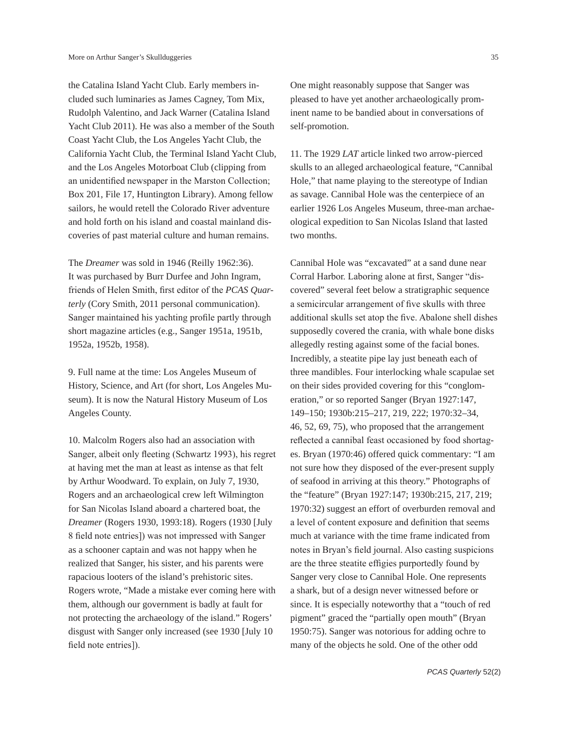the Catalina Island Yacht Club. Early members included such luminaries as James Cagney, Tom Mix, Rudolph Valentino, and Jack Warner (Catalina Island Yacht Club 2011). He was also a member of the South Coast Yacht Club, the Los Angeles Yacht Club, the California Yacht Club, the Terminal Island Yacht Club, and the Los Angeles Motorboat Club (clipping from an unidentified newspaper in the Marston Collection; Box 201, File 17, Huntington Library). Among fellow sailors, he would retell the Colorado River adventure and hold forth on his island and coastal mainland discoveries of past material culture and human remains.

The *Dreamer* was sold in 1946 (Reilly 1962:36). It was purchased by Burr Durfee and John Ingram, friends of Helen Smith, first editor of the *PCAS Quarterly* (Cory Smith, 2011 personal communication). Sanger maintained his yachting profile partly through short magazine articles (e.g., Sanger 1951a, 1951b, 1952a, 1952b, 1958).

9. Full name at the time: Los Angeles Museum of History, Science, and Art (for short, Los Angeles Museum). It is now the Natural History Museum of Los Angeles County.

10. Malcolm Rogers also had an association with Sanger, albeit only fleeting (Schwartz 1993), his regret at having met the man at least as intense as that felt by Arthur Woodward. To explain, on July 7, 1930, Rogers and an archaeological crew left Wilmington for San Nicolas Island aboard a chartered boat, the *Dreamer* (Rogers 1930, 1993:18). Rogers (1930 [July 8 field note entries]) was not impressed with Sanger as a schooner captain and was not happy when he realized that Sanger, his sister, and his parents were rapacious looters of the island's prehistoric sites. Rogers wrote, "Made a mistake ever coming here with them, although our government is badly at fault for not protecting the archaeology of the island." Rogers' disgust with Sanger only increased (see 1930 [July 10 field note entries]).

One might reasonably suppose that Sanger was pleased to have yet another archaeologically prominent name to be bandied about in conversations of self-promotion.

11. The 1929 *LAT* article linked two arrow-pierced skulls to an alleged archaeological feature, "Cannibal Hole," that name playing to the stereotype of Indian as savage. Cannibal Hole was the centerpiece of an earlier 1926 Los Angeles Museum, three-man archaeological expedition to San Nicolas Island that lasted two months.

Cannibal Hole was "excavated" at a sand dune near Corral Harbor. Laboring alone at first, Sanger "discovered" several feet below a stratigraphic sequence a semicircular arrangement of five skulls with three additional skulls set atop the five. Abalone shell dishes supposedly covered the crania, with whale bone disks allegedly resting against some of the facial bones. Incredibly, a steatite pipe lay just beneath each of three mandibles. Four interlocking whale scapulae set on their sides provided covering for this "conglomeration," or so reported Sanger (Bryan 1927:147, 149–150; 1930b:215–217, 219, 222; 1970:32–34, 46, 52, 69, 75), who proposed that the arrangement reflected a cannibal feast occasioned by food shortages. Bryan (1970:46) offered quick commentary: "I am not sure how they disposed of the ever-present supply of seafood in arriving at this theory." Photographs of the "feature" (Bryan 1927:147; 1930b:215, 217, 219; 1970:32) suggest an effort of overburden removal and a level of content exposure and definition that seems much at variance with the time frame indicated from notes in Bryan's field journal. Also casting suspicions are the three steatite effigies purportedly found by Sanger very close to Cannibal Hole. One represents a shark, but of a design never witnessed before or since. It is especially noteworthy that a "touch of red pigment" graced the "partially open mouth" (Bryan 1950:75). Sanger was notorious for adding ochre to many of the objects he sold. One of the other odd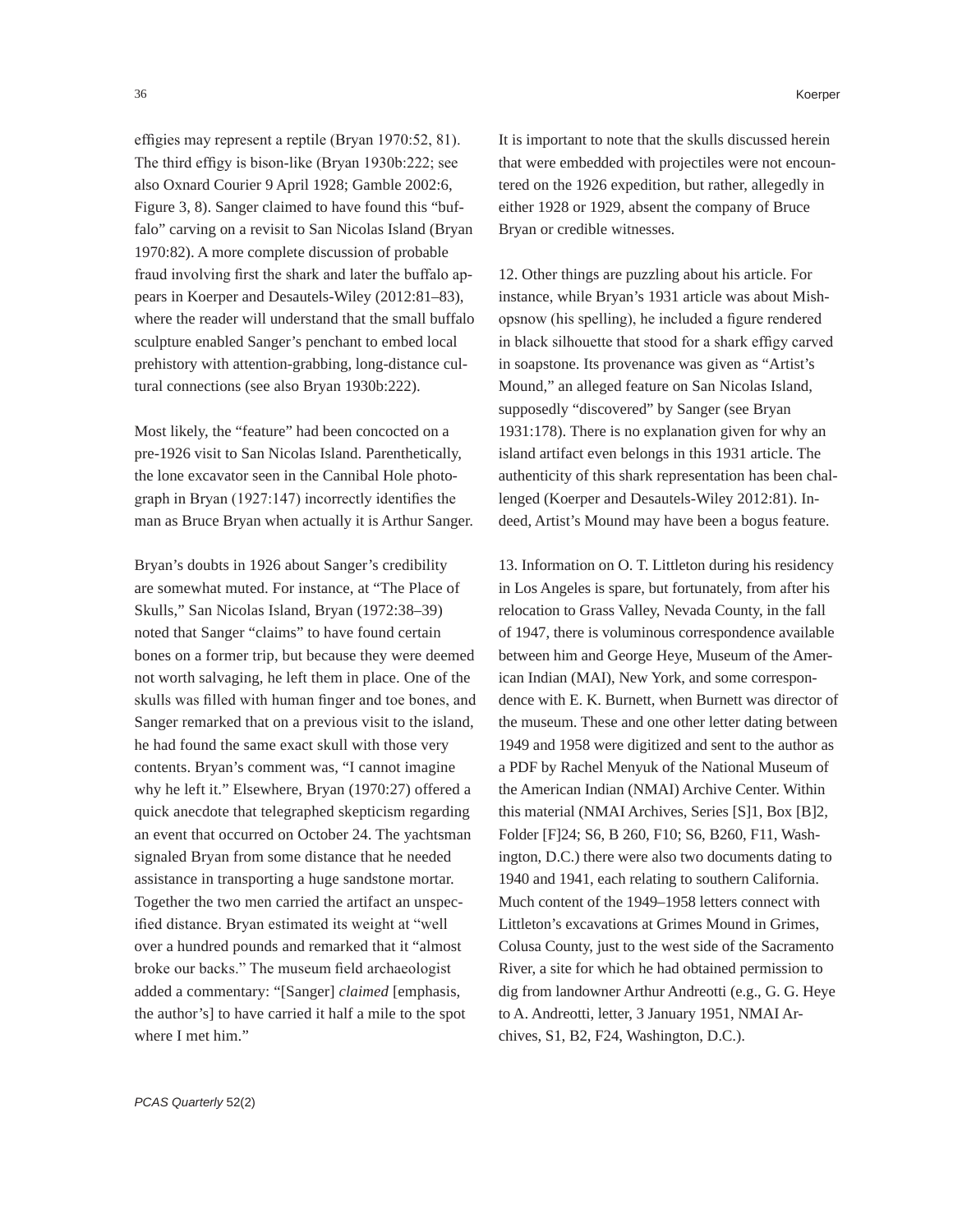effigies may represent a reptile (Bryan 1970:52, 81). The third effigy is bison-like (Bryan 1930b:222; see also Oxnard Courier 9 April 1928; Gamble 2002:6, Figure 3, 8). Sanger claimed to have found this "buffalo" carving on a revisit to San Nicolas Island (Bryan 1970:82). A more complete discussion of probable fraud involving first the shark and later the buffalo appears in Koerper and Desautels-Wiley (2012:81–83), where the reader will understand that the small buffalo sculpture enabled Sanger's penchant to embed local prehistory with attention-grabbing, long-distance cultural connections (see also Bryan 1930b:222).

Most likely, the "feature" had been concocted on a pre-1926 visit to San Nicolas Island. Parenthetically, the lone excavator seen in the Cannibal Hole photograph in Bryan (1927:147) incorrectly identifies the man as Bruce Bryan when actually it is Arthur Sanger.

Bryan's doubts in 1926 about Sanger's credibility are somewhat muted. For instance, at "The Place of Skulls," San Nicolas Island, Bryan (1972:38–39) noted that Sanger "claims" to have found certain bones on a former trip, but because they were deemed not worth salvaging, he left them in place. One of the skulls was filled with human finger and toe bones, and Sanger remarked that on a previous visit to the island, he had found the same exact skull with those very contents. Bryan's comment was, "I cannot imagine why he left it." Elsewhere, Bryan (1970:27) offered a quick anecdote that telegraphed skepticism regarding an event that occurred on October 24. The yachtsman signaled Bryan from some distance that he needed assistance in transporting a huge sandstone mortar. Together the two men carried the artifact an unspecified distance. Bryan estimated its weight at "well over a hundred pounds and remarked that it "almost broke our backs." The museum field archaeologist added a commentary: "[Sanger] *claimed* [emphasis, the author's] to have carried it half a mile to the spot where I met him."

It is important to note that the skulls discussed herein that were embedded with projectiles were not encountered on the 1926 expedition, but rather, allegedly in either 1928 or 1929, absent the company of Bruce Bryan or credible witnesses.

12. Other things are puzzling about his article. For instance, while Bryan's 1931 article was about Mishopsnow (his spelling), he included a figure rendered in black silhouette that stood for a shark effigy carved in soapstone. Its provenance was given as "Artist's Mound," an alleged feature on San Nicolas Island, supposedly "discovered" by Sanger (see Bryan 1931:178). There is no explanation given for why an island artifact even belongs in this 1931 article. The authenticity of this shark representation has been challenged (Koerper and Desautels-Wiley 2012:81). Indeed, Artist's Mound may have been a bogus feature.

13. Information on O. T. Littleton during his residency in Los Angeles is spare, but fortunately, from after his relocation to Grass Valley, Nevada County, in the fall of 1947, there is voluminous correspondence available between him and George Heye, Museum of the American Indian (MAI), New York, and some correspondence with E. K. Burnett, when Burnett was director of the museum. These and one other letter dating between 1949 and 1958 were digitized and sent to the author as a PDF by Rachel Menyuk of the National Museum of the American Indian (NMAI) Archive Center. Within this material (NMAI Archives, Series [S]1, Box [B]2, Folder [F]24; S6, B 260, F10; S6, B260, F11, Washington, D.C.) there were also two documents dating to 1940 and 1941, each relating to southern California. Much content of the 1949–1958 letters connect with Littleton's excavations at Grimes Mound in Grimes, Colusa County, just to the west side of the Sacramento River, a site for which he had obtained permission to dig from landowner Arthur Andreotti (e.g., G. G. Heye to A. Andreotti, letter, 3 January 1951, NMAI Archives, S1, B2, F24, Washington, D.C.).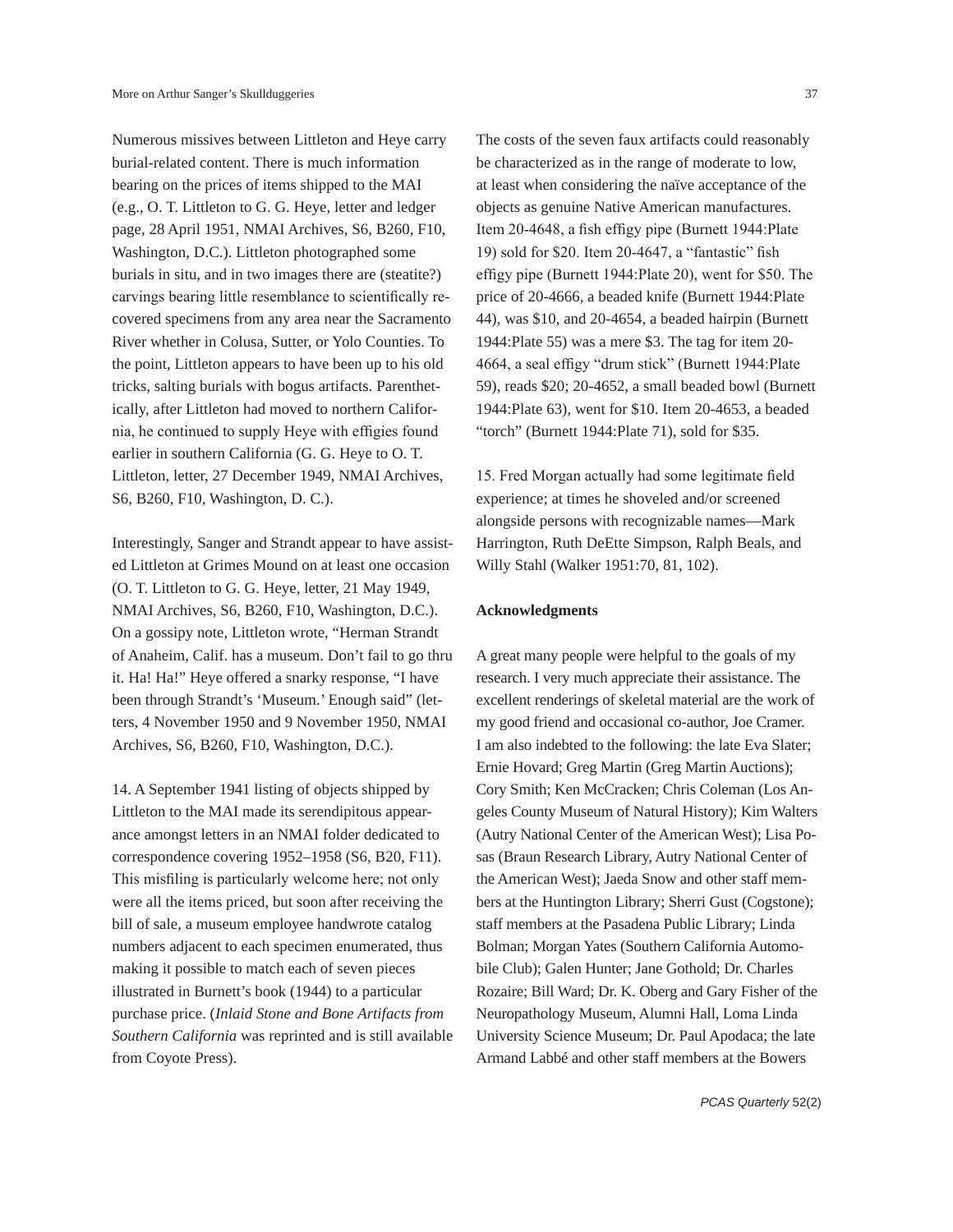Numerous missives between Littleton and Heye carry burial-related content. There is much information bearing on the prices of items shipped to the MAI (e.g., O. T. Littleton to G. G. Heye, letter and ledger page, 28 April 1951, NMAI Archives, S6, B260, F10, Washington, D.C.). Littleton photographed some burials in situ, and in two images there are (steatite?) carvings bearing little resemblance to scientifically recovered specimens from any area near the Sacramento River whether in Colusa, Sutter, or Yolo Counties. To the point, Littleton appears to have been up to his old tricks, salting burials with bogus artifacts. Parenthetically, after Littleton had moved to northern California, he continued to supply Heye with effigies found earlier in southern California (G. G. Heye to O. T. Littleton, letter, 27 December 1949, NMAI Archives, S6, B260, F10, Washington, D. C.).

Interestingly, Sanger and Strandt appear to have assisted Littleton at Grimes Mound on at least one occasion (O. T. Littleton to G. G. Heye, letter, 21 May 1949, NMAI Archives, S6, B260, F10, Washington, D.C.). On a gossipy note, Littleton wrote, "Herman Strandt of Anaheim, Calif. has a museum. Don't fail to go thru it. Ha! Ha!" Heye offered a snarky response, "I have been through Strandt's 'Museum.' Enough said" (letters, 4 November 1950 and 9 November 1950, NMAI Archives, S6, B260, F10, Washington, D.C.).

14. A September 1941 listing of objects shipped by Littleton to the MAI made its serendipitous appearance amongst letters in an NMAI folder dedicated to correspondence covering 1952–1958 (S6, B20, F11). This misfiling is particularly welcome here; not only were all the items priced, but soon after receiving the bill of sale, a museum employee handwrote catalog numbers adjacent to each specimen enumerated, thus making it possible to match each of seven pieces illustrated in Burnett's book (1944) to a particular purchase price. (*Inlaid Stone and Bone Artifacts from Southern California* was reprinted and is still available from Coyote Press).

The costs of the seven faux artifacts could reasonably be characterized as in the range of moderate to low, at least when considering the naïve acceptance of the objects as genuine Native American manufactures. Item 20-4648, a fish effigy pipe (Burnett 1944:Plate 19) sold for $20. Item 20-4647, a "fantastic" fish effigy pipe (Burnett 1944:Plate 20), went for $50. The price of 20-4666, a beaded knife (Burnett 1944:Plate 44), was $10, and 20-4654, a beaded hairpin (Burnett 1944:Plate 55) was a mere $3. The tag for item 20-4664, a seal effigy "drum stick" (Burnett 1944:Plate 59), reads $20; 20-4652, a small beaded bowl (Burnett 1944:Plate 63), went for $10. Item 20-4653, a beaded "torch" (Burnett 1944:Plate 71), sold for $35.

15. Fred Morgan actually had some legitimate field experience; at times he shoveled and/or screened alongside persons with recognizable names—Mark Harrington, Ruth DeEtte Simpson, Ralph Beals, and Willy Stahl (Walker 1951:70, 81, 102).

**Acknowledgments**

A great many people were helpful to the goals of my research. I very much appreciate their assistance. The excellent renderings of skeletal material are the work of my good friend and occasional co-author, Joe Cramer. I am also indebted to the following: the late Eva Slater; Ernie Hovard; Greg Martin (Greg Martin Auctions); Cory Smith; Ken McCracken; Chris Coleman (Los Angeles County Museum of Natural History); Kim Walters (Autry National Center of the American West); Lisa Posas (Braun Research Library, Autry National Center of the American West); Jaeda Snow and other staff members at the Huntington Library; Sherri Gust (Cogstone); staff members at the Pasadena Public Library; Linda Bolman; Morgan Yates (Southern California Automobile Club); Galen Hunter; Jane Gothold; Dr. Charles Rozaire; Bill Ward; Dr. K. Oberg and Gary Fisher of the Neuropathology Museum, Alumni Hall, Loma Linda University Science Museum; Dr. Paul Apodaca; the late Armand Labbé and other staff members at the Bowers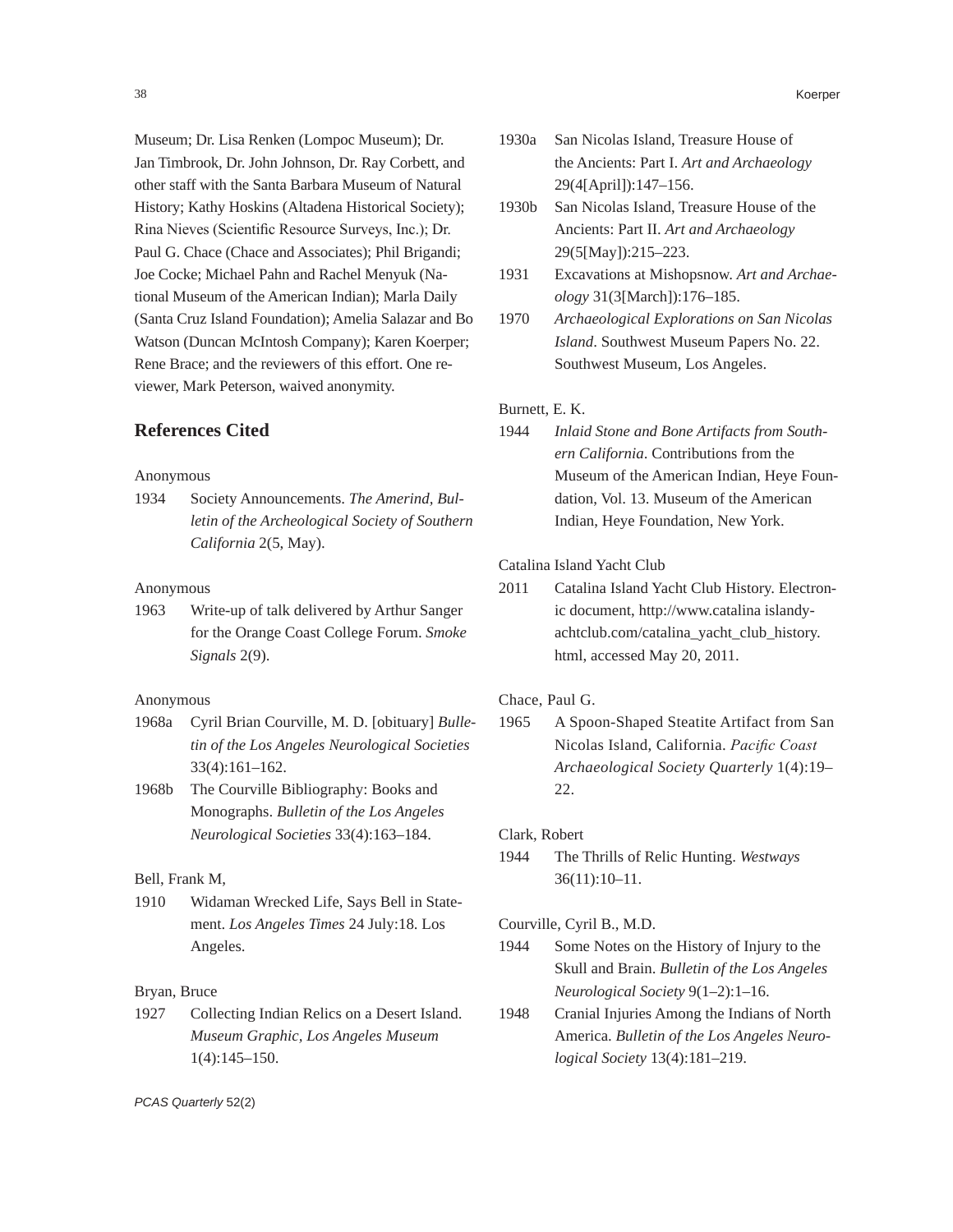Museum; Dr. Lisa Renken (Lompoc Museum); Dr. Jan Timbrook, Dr. John Johnson, Dr. Ray Corbett, and other staff with the Santa Barbara Museum of Natural History; Kathy Hoskins (Altadena Historical Society); Rina Nieves (Scientific Resource Surveys, Inc.); Dr. Paul G. Chace (Chace and Associates); Phil Brigandi; Joe Cocke; Michael Pahn and Rachel Menyuk (National Museum of the American Indian); Marla Daily (Santa Cruz Island Foundation); Amelia Salazar and Bo Watson (Duncan McIntosh Company); Karen Koerper; Rene Brace; and the reviewers of this effort. One reviewer, Mark Peterson, waived anonymity.

## References Cited

Anonymous

1934 Society Announcements. *The Amerind, Bulletin of the Archeological Society of Southern California* 2(5, May).

Anonymous

1963 Write-up of talk delivered by Arthur Sanger for the Orange Coast College Forum. *Smoke Signals* 2(9).

Anonymous

1968a Cyril Brian Courville, M. D. [obituary] *Bulletin of the Los Angeles Neurological Societies* 33(4):161–162.

1968b The Courville Bibliography: Books and Monographs. *Bulletin of the Los Angeles Neurological Societies* 33(4):163–184.

Bell, Frank M,

1910 Widaman Wrecked Life, Says Bell in Statement. *Los Angeles Times* 24 July:18. Los Angeles.

Bryan, Bruce

1927 Collecting Indian Relics on a Desert Island. *Museum Graphic, Los Angeles Museum* 1(4):145–150.

1930a San Nicolas Island, Treasure House of the Ancients: Part I. *Art and Archaeology* 29(4[April]):147–156.

1930b San Nicolas Island, Treasure House of the Ancients: Part II. *Art and Archaeology* 29(5[May]):215–223.

1931 Excavations at Mishopsnow. *Art and Archaeology* 31(3[March]):176–185.

1970 *Archaeological Explorations on San Nicolas Island*. Southwest Museum Papers No. 22. Southwest Museum, Los Angeles.

Burnett, E. K.

1944 *Inlaid Stone and Bone Artifacts from Southern California*. Contributions from the Museum of the American Indian, Heye Foundation, Vol. 13. Museum of the American Indian, Heye Foundation, New York.

Catalina Island Yacht Club

2011 Catalina Island Yacht Club History. Electronic document, http://www.catalina islandyachtclub.com/catalina_yacht_club_history.html, accessed May 20, 2011.

Chace, Paul G.

1965 A Spoon-Shaped Steatite Artifact from San Nicolas Island, California. *Pacific Coast Archaeological Society Quarterly* 1(4):19–22.

Clark, Robert

1944 The Thrills of Relic Hunting. *Westways* 36(11):10–11.

Courville, Cyril B., M.D.

1944 Some Notes on the History of Injury to the Skull and Brain. *Bulletin of the Los Angeles Neurological Society* 9(1–2):1–16.

1948 Cranial Injuries Among the Indians of North America. *Bulletin of the Los Angeles Neurological Society* 13(4):181–219.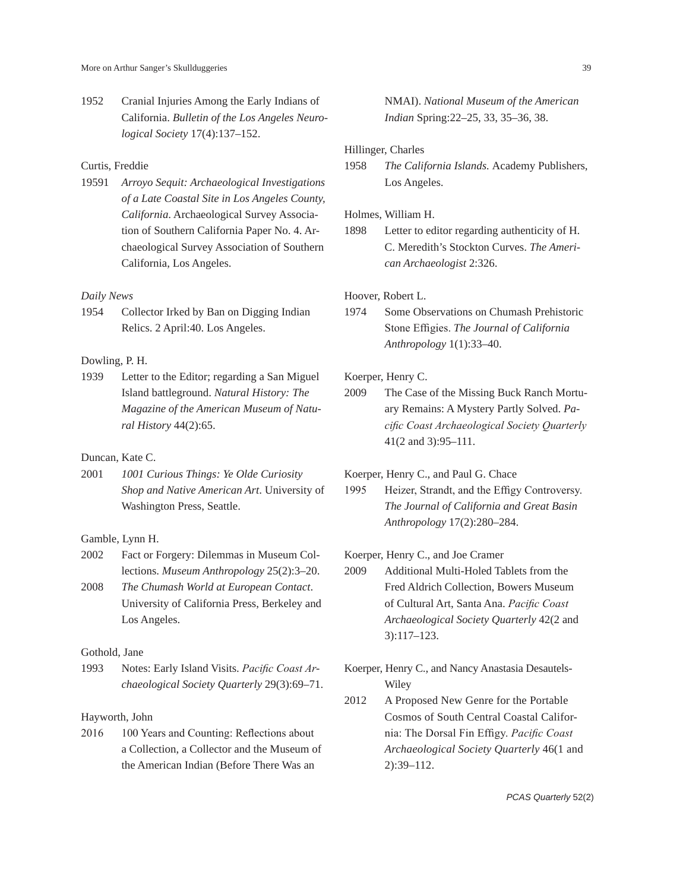1952 Cranial Injuries Among the Early Indians of California. *Bulletin of the Los Angeles Neurological Society* 17(4):137–152.

Curtis, Freddie

19591 *Arroyo Sequit: Archaeological Investigations of a Late Coastal Site in Los Angeles County, California*. Archaeological Survey Association of Southern California Paper No. 4. Archaeological Survey Association of Southern California, Los Angeles.

*Daily News*

1954 Collector Irked by Ban on Digging Indian Relics. 2 April:40. Los Angeles.

Dowling, P. H.

1939 Letter to the Editor; regarding a San Miguel Island battleground. *Natural History: The Magazine of the American Museum of Natural History* 44(2):65.

Duncan, Kate C.

2001 *1001 Curious Things: Ye Olde Curiosity Shop and Native American Art*. University of Washington Press, Seattle.

Gamble, Lynn H.

2002 Fact or Forgery: Dilemmas in Museum Collections. *Museum Anthropology* 25(2):3–20.

2008 *The Chumash World at European Contact*. University of California Press, Berkeley and Los Angeles.

Gothold, Jane

1993 Notes: Early Island Visits. *Pacific Coast Archaeological Society Quarterly* 29(3):69–71.

Hayworth, John

2016 100 Years and Counting: Reflections about a Collection, a Collector and the Museum of the American Indian (Before There Was an NMAI). *National Museum of the American Indian* Spring:22–25, 33, 35–36, 38.

Hillinger, Charles

1958 *The California Islands*. Academy Publishers, Los Angeles.

Holmes, William H.

1898 Letter to editor regarding authenticity of H. C. Meredith's Stockton Curves. *The American Archaeologist* 2:326.

Hoover, Robert L.

1974 Some Observations on Chumash Prehistoric Stone Effigies. *The Journal of California Anthropology* 1(1):33–40.

Koerper, Henry C.

2009 The Case of the Missing Buck Ranch Mortuary Remains: A Mystery Partly Solved. *Pacific Coast Archaeological Society Quarterly* 41(2 and 3):95–111.

Koerper, Henry C., and Paul G. Chace

1995 Heizer, Strandt, and the Effigy Controversy. *The Journal of California and Great Basin Anthropology* 17(2):280–284.

Koerper, Henry C., and Joe Cramer

2009 Additional Multi-Holed Tablets from the Fred Aldrich Collection, Bowers Museum of Cultural Art, Santa Ana. *Pacific Coast Archaeological Society Quarterly* 42(2 and 3):117–123.

Koerper, Henry C., and Nancy Anastasia Desautels-Wiley

2012 A Proposed New Genre for the Portable Cosmos of South Central Coastal California: The Dorsal Fin Effigy. *Pacific Coast Archaeological Society Quarterly* 46(1 and 2):39–112.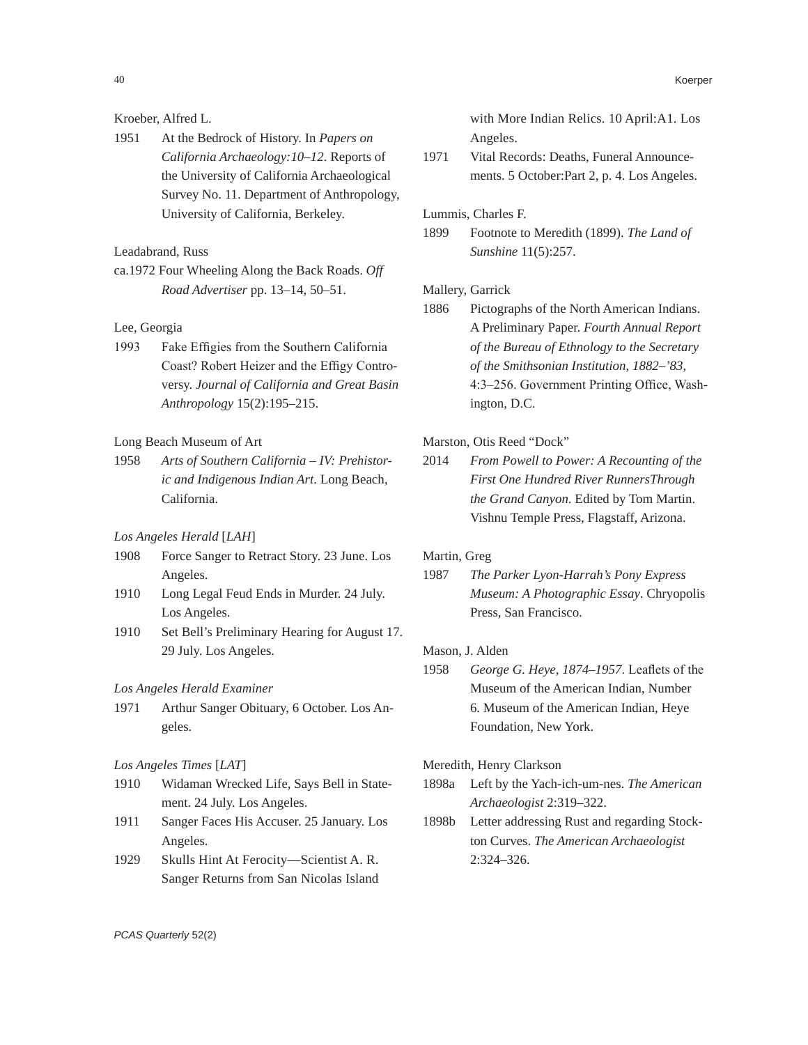Kroeber, Alfred L.

1951 At the Bedrock of History. In *Papers on California Archaeology:10–12*. Reports of the University of California Archaeological Survey No. 11. Department of Anthropology, University of California, Berkeley.

Leadabrand, Russ

ca.1972 Four Wheeling Along the Back Roads. *Off Road Advertiser* pp. 13–14, 50–51.

Lee, Georgia

1993 Fake Effigies from the Southern California Coast? Robert Heizer and the Effigy Controversy. *Journal of California and Great Basin Anthropology* 15(2):195–215.

Long Beach Museum of Art

1958 *Arts of Southern California – IV: Prehistoric and Indigenous Indian Art*. Long Beach, California.

*Los Angeles Herald* [*LAH*]

1908 Force Sanger to Retract Story. 23 June. Los Angeles.

1910 Long Legal Feud Ends in Murder. 24 July. Los Angeles.

1910 Set Bell's Preliminary Hearing for August 17. 29 July. Los Angeles.

*Los Angeles Herald Examiner*

1971 Arthur Sanger Obituary, 6 October. Los Angeles.

*Los Angeles Times* [*LAT*]

1910 Widaman Wrecked Life, Says Bell in Statement. 24 July. Los Angeles.

1911 Sanger Faces His Accuser. 25 January. Los Angeles.

1929 Skulls Hint At Ferocity—Scientist A. R. Sanger Returns from San Nicolas Island with More Indian Relics. 10 April:A1. Los Angeles.

1971 Vital Records: Deaths, Funeral Announcements. 5 October:Part 2, p. 4. Los Angeles.

Lummis, Charles F.

1899 Footnote to Meredith (1899). *The Land of Sunshine* 11(5):257.

Mallery, Garrick

1886 Pictographs of the North American Indians. A Preliminary Paper. *Fourth Annual Report of the Bureau of Ethnology to the Secretary of the Smithsonian Institution, 1882–'83*, 4:3–256. Government Printing Office, Washington, D.C.

Marston, Otis Reed "Dock"

2014 *From Powell to Power: A Recounting of the First One Hundred River RunnersThrough the Grand Canyon*. Edited by Tom Martin. Vishnu Temple Press, Flagstaff, Arizona.

Martin, Greg

1987 *The Parker Lyon-Harrah's Pony Express Museum: A Photographic Essay*. Chryopolis Press, San Francisco.

Mason, J. Alden

1958 *George G. Heye, 1874–1957*. Leaflets of the Museum of the American Indian, Number 6. Museum of the American Indian, Heye Foundation, New York.

Meredith, Henry Clarkson

1898a Left by the Yach-ich-um-nes. *The American Archaeologist* 2:319–322.

1898b Letter addressing Rust and regarding Stockton Curves. *The American Archaeologist* 2:324–326.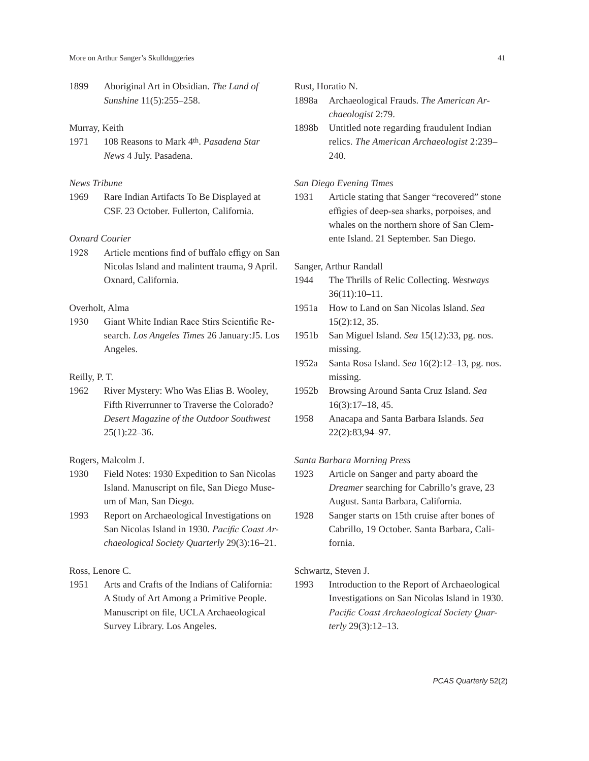1899 Aboriginal Art in Obsidian. *The Land of Sunshine* 11(5):255–258.

Murray, Keith

1971 108 Reasons to Mark 4th. *Pasadena Star News* 4 July. Pasadena.

*News Tribune*

1969 Rare Indian Artifacts To Be Displayed at CSF. 23 October. Fullerton, California.

*Oxnard Courier*

1928 Article mentions find of buffalo effigy on San Nicolas Island and malintent trauma, 9 April. Oxnard, California.

Overholt, Alma

1930 Giant White Indian Race Stirs Scientific Research. *Los Angeles Times* 26 January:J5. Los Angeles.

Reilly, P. T.

1962 River Mystery: Who Was Elias B. Wooley, Fifth Riverrunner to Traverse the Colorado? *Desert Magazine of the Outdoor Southwest* 25(1):22–36.

Rogers, Malcolm J.

1930 Field Notes: 1930 Expedition to San Nicolas Island. Manuscript on file, San Diego Museum of Man, San Diego.

1993 Report on Archaeological Investigations on San Nicolas Island in 1930. *Pacific Coast Archaeological Society Quarterly* 29(3):16–21.

Ross, Lenore C.

1951 Arts and Crafts of the Indians of California: A Study of Art Among a Primitive People. Manuscript on file, UCLA Archaeological Survey Library. Los Angeles.

Rust, Horatio N.

1898a Archaeological Frauds. *The American Archaeologist* 2:79.

1898b Untitled note regarding fraudulent Indian relics. *The American Archaeologist* 2:239–240.

*San Diego Evening Times*

1931 Article stating that Sanger "recovered" stone effigies of deep-sea sharks, porpoises, and whales on the northern shore of San Clemente Island. 21 September. San Diego.

Sanger, Arthur Randall

1944 The Thrills of Relic Collecting. *Westways* 36(11):10–11.

1951a How to Land on San Nicolas Island. *Sea* 15(2):12, 35.

1951b San Miguel Island. *Sea* 15(12):33, pg. nos. missing.

1952a Santa Rosa Island. *Sea* 16(2):12–13, pg. nos. missing.

1952b Browsing Around Santa Cruz Island. *Sea* 16(3):17–18, 45.

1958 Anacapa and Santa Barbara Islands. *Sea* 22(2):83,94–97.

*Santa Barbara Morning Press*

1923 Article on Sanger and party aboard the *Dreamer* searching for Cabrillo's grave, 23 August. Santa Barbara, California.

1928 Sanger starts on 15th cruise after bones of Cabrillo, 19 October. Santa Barbara, California.

Schwartz, Steven J.

1993 Introduction to the Report of Archaeological Investigations on San Nicolas Island in 1930. *Pacific Coast Archaeological Society Quarterly* 29(3):12–13.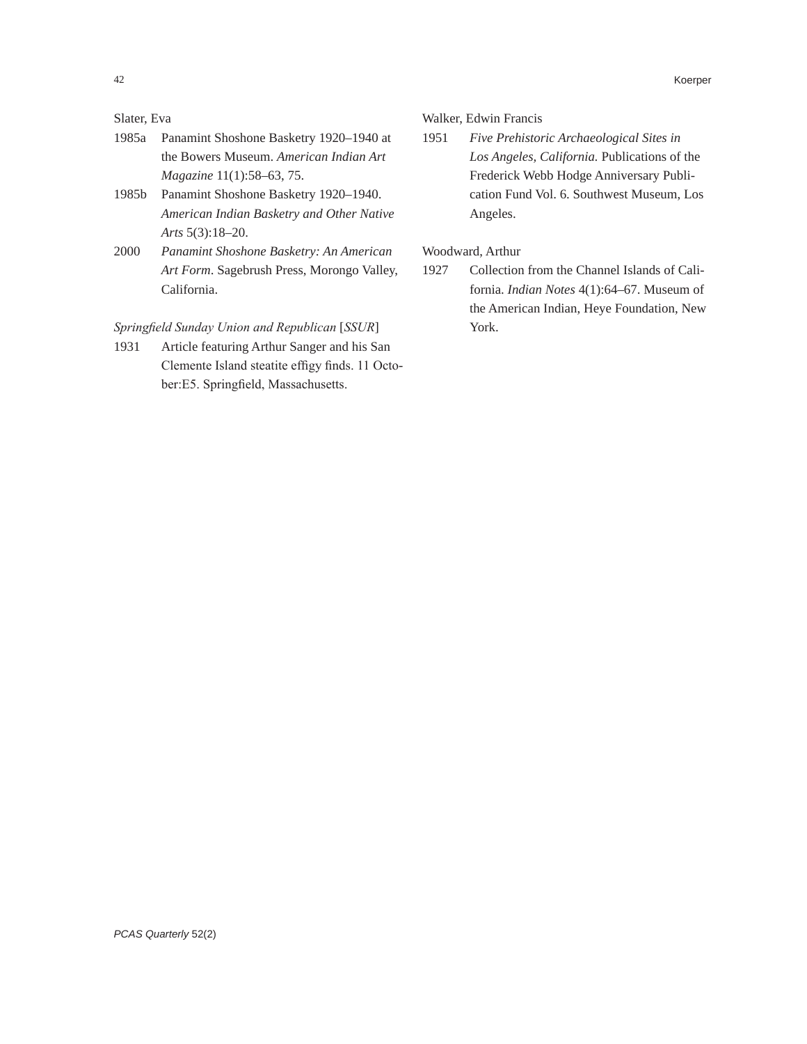Slater, Eva

1985a Panamint Shoshone Basketry 1920–1940 at the Bowers Museum. *American Indian Art Magazine* 11(1):58–63, 75.

1985b Panamint Shoshone Basketry 1920–1940. *American Indian Basketry and Other Native Arts* 5(3):18–20.

2000 *Panamint Shoshone Basketry: An American Art Form*. Sagebrush Press, Morongo Valley, California.

*Springfield Sunday Union and Republican* [*SSUR*]

1931 Article featuring Arthur Sanger and his San Clemente Island steatite effigy finds. 11 October:E5. Springfield, Massachusetts.

Walker, Edwin Francis

1951 *Five Prehistoric Archaeological Sites in Los Angeles, California.* Publications of the Frederick Webb Hodge Anniversary Publication Fund Vol. 6. Southwest Museum, Los Angeles.

Woodward, Arthur

1927 Collection from the Channel Islands of California. *Indian Notes* 4(1):64–67. Museum of the American Indian, Heye Foundation, New York.